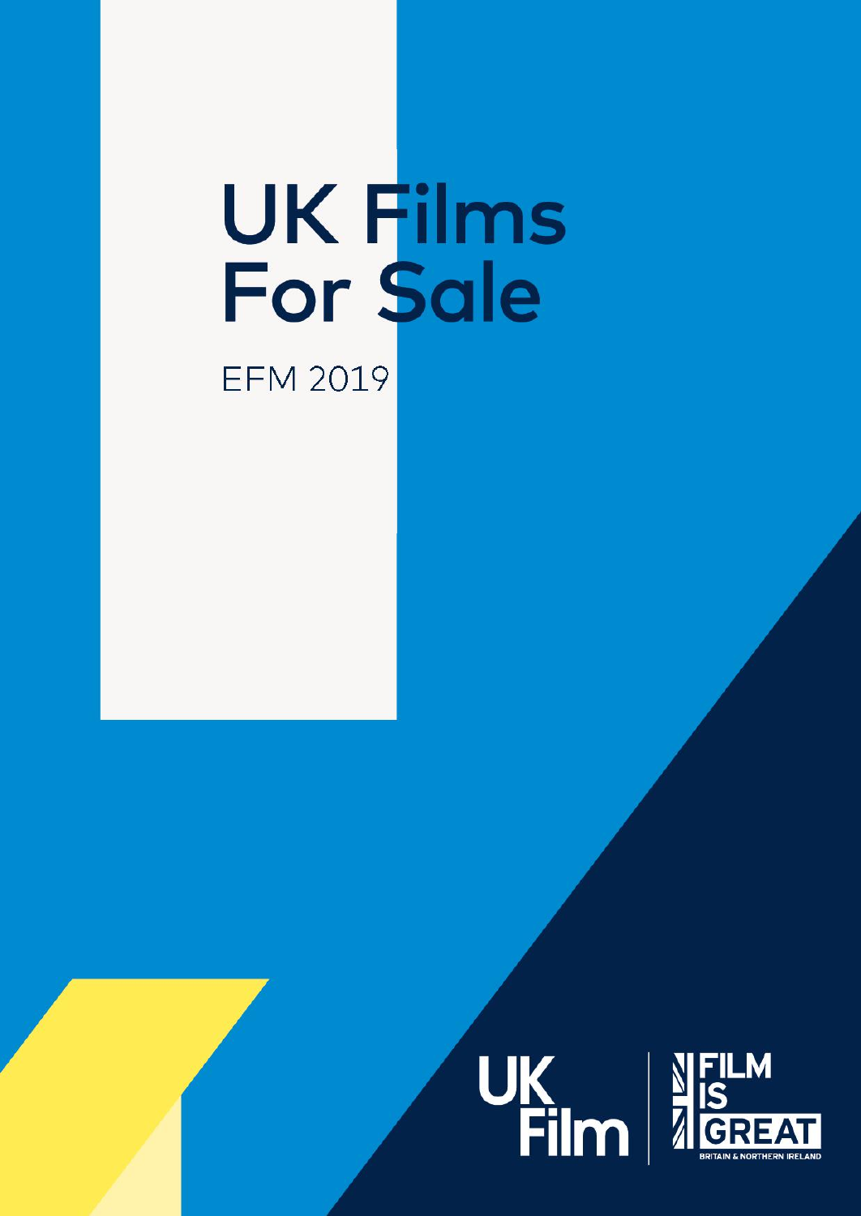# UK Films For Sale

EFM 2019

UK Film

FILM IS GREAT

BRITAIN & NORTHERN IRELAND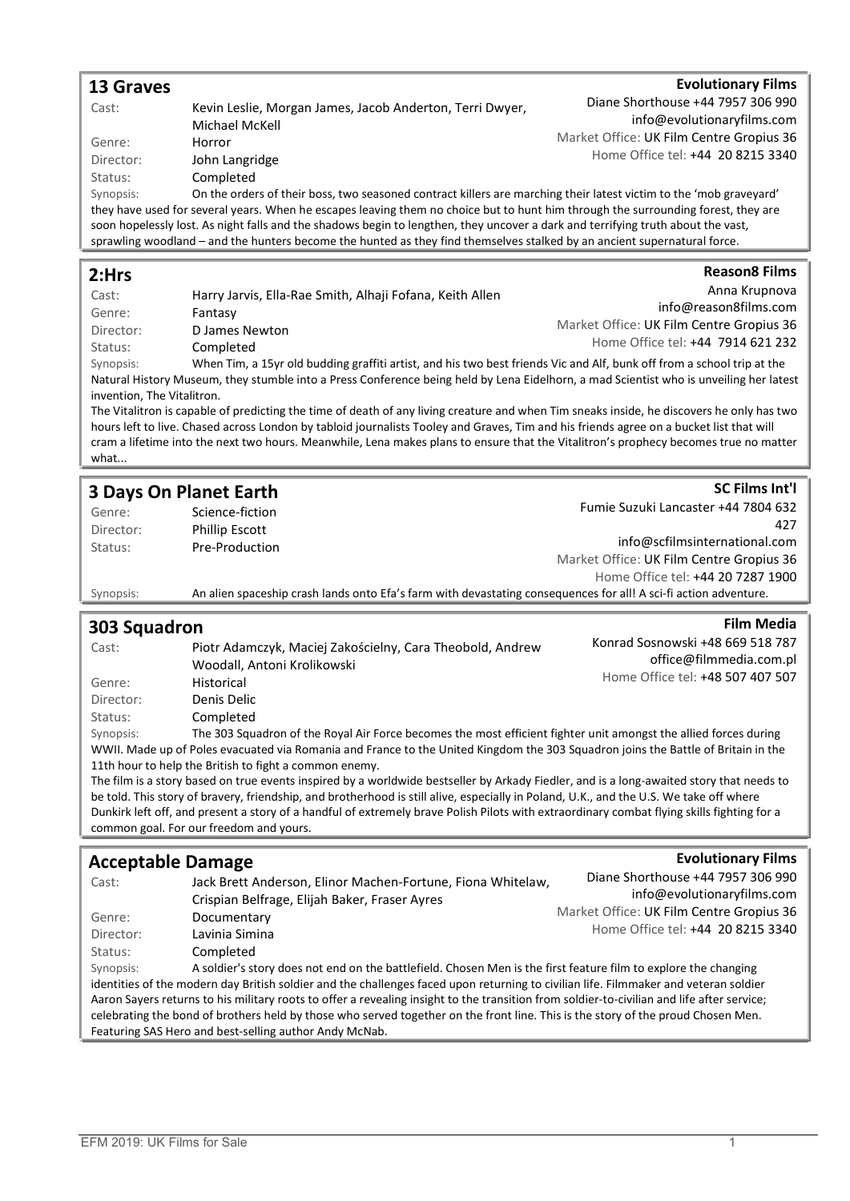## 13 Graves

**Evolutionary Films**
Diane Shorthouse +44 7957 306 990
info@evolutionaryfilms.com
Market Office: UK Film Centre Gropius 36
Home Office tel: +44 20 8215 3340

Cast: Kevin Leslie, Morgan James, Jacob Anderton, Terri Dwyer, Michael McKell
Genre: Horror
Director: John Langridge
Status: Completed
Synopsis: On the orders of their boss, two seasoned contract killers are marching their latest victim to the 'mob graveyard' they have used for several years. When he escapes leaving them no choice but to hunt him through the surrounding forest, they are soon hopelessly lost. As night falls and the shadows begin to lengthen, they uncover a dark and terrifying truth about the vast, sprawling woodland – and the hunters become the hunted as they find themselves stalked by an ancient supernatural force.

## 2:Hrs

**Reason8 Films**
Anna Krupnova
info@reason8films.com
Market Office: UK Film Centre Gropius 36
Home Office tel: +44 7914 621 232

Cast: Harry Jarvis, Ella-Rae Smith, Alhaji Fofana, Keith Allen
Genre: Fantasy
Director: D James Newton
Status: Completed
Synopsis: When Tim, a 15yr old budding graffiti artist, and his two best friends Vic and Alf, bunk off from a school trip at the Natural History Museum, they stumble into a Press Conference being held by Lena Eidelhorn, a mad Scientist who is unveiling her latest invention, The Vitalitron.
The Vitalitron is capable of predicting the time of death of any living creature and when Tim sneaks inside, he discovers he only has two hours left to live. Chased across London by tabloid journalists Tooley and Graves, Tim and his friends agree on a bucket list that will cram a lifetime into the next two hours. Meanwhile, Lena makes plans to ensure that the Vitalitron's prophecy becomes true no matter what...

## 3 Days On Planet Earth

**SC Films Int'l**
Fumie Suzuki Lancaster +44 7804 632 427
info@scfilmsinternational.com
Market Office: UK Film Centre Gropius 36
Home Office tel: +44 20 7287 1900

Genre: Science-fiction
Director: Phillip Escott
Status: Pre-Production
Synopsis: An alien spaceship crash lands onto Efa's farm with devastating consequences for all! A sci-fi action adventure.

## 303 Squadron

**Film Media**
Konrad Sosnowski +48 669 518 787
office@filmmedia.com.pl
Home Office tel: +48 507 407 507

Cast: Piotr Adamczyk, Maciej Zakościelny, Cara Theobold, Andrew Woodall, Antoni Krolikowski
Genre: Historical
Director: Denis Delic
Status: Completed
Synopsis: The 303 Squadron of the Royal Air Force becomes the most efficient fighter unit amongst the allied forces during WWII. Made up of Poles evacuated via Romania and France to the United Kingdom the 303 Squadron joins the Battle of Britain in the 11th hour to help the British to fight a common enemy.
The film is a story based on true events inspired by a worldwide bestseller by Arkady Fiedler, and is a long-awaited story that needs to be told. This story of bravery, friendship, and brotherhood is still alive, especially in Poland, U.K., and the U.S. We take off where Dunkirk left off, and present a story of a handful of extremely brave Polish Pilots with extraordinary combat flying skills fighting for a common goal. For our freedom and yours.

## Acceptable Damage

**Evolutionary Films**
Diane Shorthouse +44 7957 306 990
info@evolutionaryfilms.com
Market Office: UK Film Centre Gropius 36
Home Office tel: +44 20 8215 3340

Cast: Jack Brett Anderson, Elinor Machen-Fortune, Fiona Whitelaw, Crispian Belfrage, Elijah Baker, Fraser Ayres
Genre: Documentary
Director: Lavinia Simina
Status: Completed
Synopsis: A soldier's story does not end on the battlefield. Chosen Men is the first feature film to explore the changing identities of the modern day British soldier and the challenges faced upon returning to civilian life. Filmmaker and veteran soldier Aaron Sayers returns to his military roots to offer a revealing insight to the transition from soldier-to-civilian and life after service; celebrating the bond of brothers held by those who served together on the front line. This is the story of the proud Chosen Men. Featuring SAS Hero and best-selling author Andy McNab.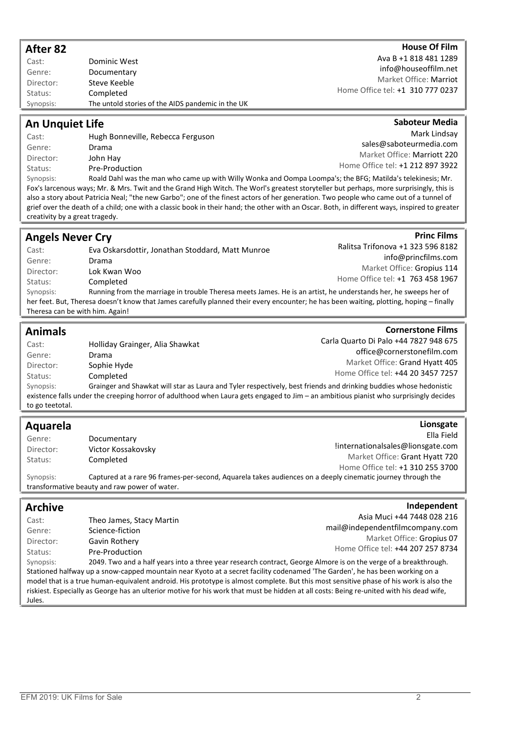## After 82

**House Of Film**
Ava B +1 818 481 1289
info@houseoffilm.net
Market Office: **Marriot**
Home Office tel: **+1 310 777 0237**

Cast: Dominic West
Genre: Documentary
Director: Steve Keeble
Status: Completed
Synopsis: The untold stories of the AIDS pandemic in the UK

## An Unquiet Life

**Saboteur Media**
Mark Lindsay
sales@saboteurmedia.com
Market Office: **Marriott 220**
Home Office tel: **+1 212 897 3922**

Cast: Hugh Bonneville, Rebecca Ferguson
Genre: Drama
Director: John Hay
Status: Pre-Production
Synopsis: Roald Dahl was the man who came up with Willy Wonka and Oompa Loompa's; the BFG; Matilda's telekinesis; Mr. Fox's larcenous ways; Mr. & Mrs. Twit and the Grand High Witch. The Worl's greatest storyteller but perhaps, more surprisingly, this is also a story about Patricia Neal; "the new Garbo"; one of the finest actors of her generation. Two people who came out of a tunnel of grief over the death of a child; one with a classic book in their hand; the other with an Oscar. Both, in different ways, inspired to greater creativity by a great tragedy.

## Angels Never Cry

**Princ Films**
Ralitsa Trifonova +1 323 596 8182
info@princfilms.com
Market Office: **Gropius 114**
Home Office tel: **+1 763 458 1967**

Cast: Eva Oskarsdottir, Jonathan Stoddard, Matt Munroe
Genre: Drama
Director: Lok Kwan Woo
Status: Completed
Synopsis: Running from the marriage in trouble Theresa meets James. He is an artist, he understands her, he sweeps her of her feet. But, Theresa doesn't know that James carefully planned their every encounter; he has been waiting, plotting, hoping – finally Theresa can be with him. Again!

## Animals

**Cornerstone Films**
Carla Quarto Di Palo +44 7827 948 675
office@cornerstonefilm.com
Market Office: **Grand Hyatt 405**
Home Office tel: **+44 20 3457 7257**

Cast: Holliday Grainger, Alia Shawkat
Genre: Drama
Director: Sophie Hyde
Status: Completed
Synopsis: Grainger and Shawkat will star as Laura and Tyler respectively, best friends and drinking buddies whose hedonistic existence falls under the creeping horror of adulthood when Laura gets engaged to Jim – an ambitious pianist who surprisingly decides to go teetotal.

## Aquarela

**Lionsgate**
Ella Field
!internationalsales@lionsgate.com
Market Office: **Grant Hyatt 720**
Home Office tel: **+1 310 255 3700**

Genre: Documentary
Director: Victor Kossakovsky
Status: Completed
Synopsis: Captured at a rare 96 frames-per-second, Aquarela takes audiences on a deeply cinematic journey through the transformative beauty and raw power of water.

## Archive

**Independent**
Asia Muci +44 7448 028 216
mail@independentfilmcompany.com
Market Office: **Gropius 07**
Home Office tel: **+44 207 257 8734**

Cast: Theo James, Stacy Martin
Genre: Science-fiction
Director: Gavin Rothery
Status: Pre-Production
Synopsis: 2049. Two and a half years into a three year research contract, George Almore is on the verge of a breakthrough. Stationed halfway up a snow-capped mountain near Kyoto at a secret facility codenamed 'The Garden', he has been working on a model that is a true human-equivalent android. His prototype is almost complete. But this most sensitive phase of his work is also the riskiest. Especially as George has an ulterior motive for his work that must be hidden at all costs: Being re-united with his dead wife, Jules.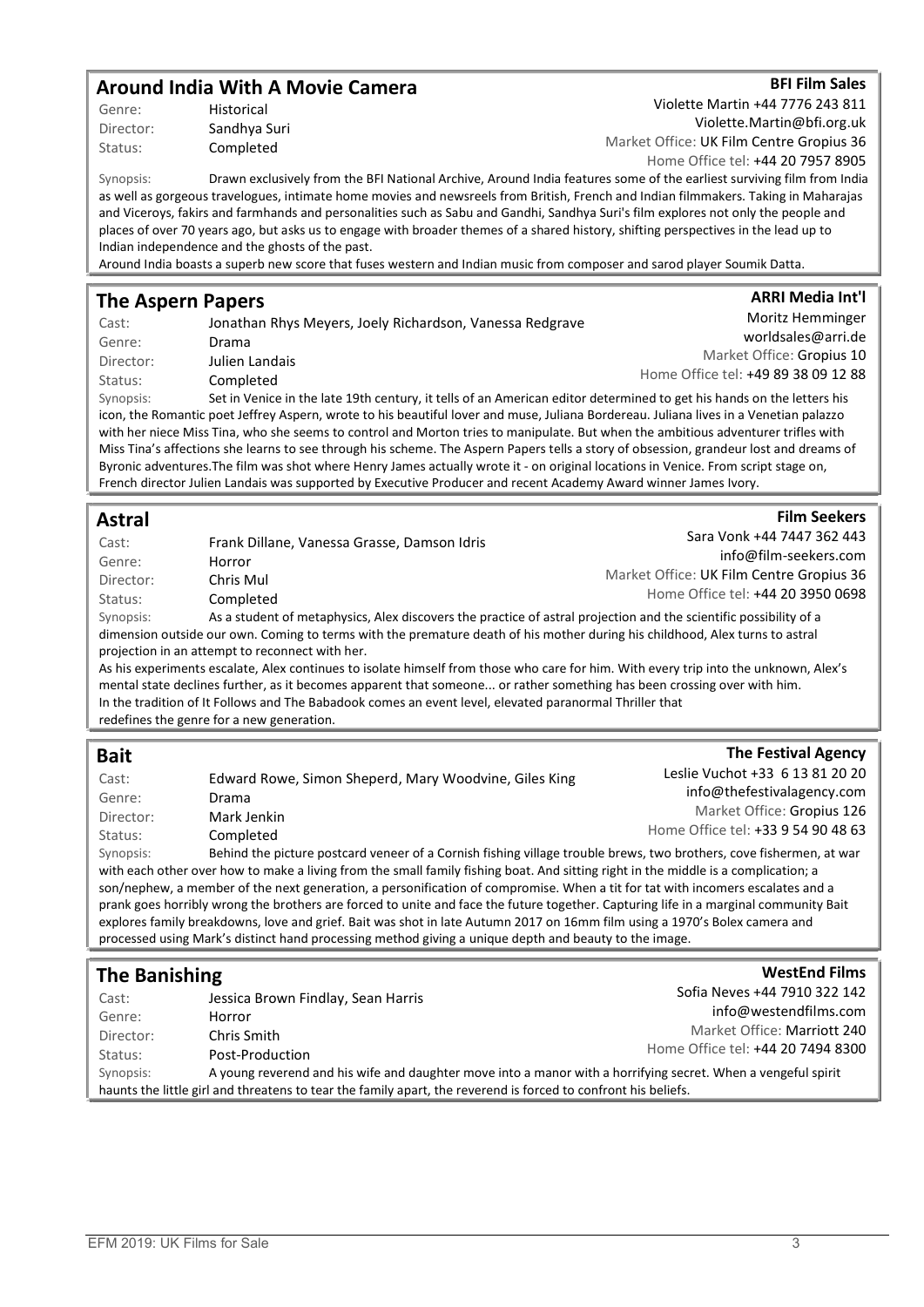## Around India With A Movie Camera

**BFI Film Sales**
Violette Martin +44 7776 243 811
Violette.Martin@bfi.org.uk
Market Office: UK Film Centre Gropius 36
Home Office tel: +44 20 7957 8905

Genre: Historical
Director: Sandhya Suri
Status: Completed

Synopsis: Drawn exclusively from the BFI National Archive, Around India features some of the earliest surviving film from India as well as gorgeous travelogues, intimate home movies and newsreels from British, French and Indian filmmakers. Taking in Maharajas and Viceroys, fakirs and farmhands and personalities such as Sabu and Gandhi, Sandhya Suri's film explores not only the people and places of over 70 years ago, but asks us to engage with broader themes of a shared history, shifting perspectives in the lead up to Indian independence and the ghosts of the past.
Around India boasts a superb new score that fuses western and Indian music from composer and sarod player Soumik Datta.

## The Aspern Papers

**ARRI Media Int'l**
Moritz Hemminger
worldsales@arri.de
Market Office: Gropius 10
Home Office tel: +49 89 38 09 12 88

Cast: Jonathan Rhys Meyers, Joely Richardson, Vanessa Redgrave
Genre: Drama
Director: Julien Landais
Status: Completed

Synopsis: Set in Venice in the late 19th century, it tells of an American editor determined to get his hands on the letters his icon, the Romantic poet Jeffrey Aspern, wrote to his beautiful lover and muse, Juliana Bordereau. Juliana lives in a Venetian palazzo with her niece Miss Tina, who she seems to control and Morton tries to manipulate. But when the ambitious adventurer trifles with Miss Tina's affections she learns to see through his scheme. The Aspern Papers tells a story of obsession, grandeur lost and dreams of Byronic adventures.The film was shot where Henry James actually wrote it - on original locations in Venice. From script stage on, French director Julien Landais was supported by Executive Producer and recent Academy Award winner James Ivory.

## Astral

**Film Seekers**
Sara Vonk +44 7447 362 443
info@film-seekers.com
Market Office: UK Film Centre Gropius 36
Home Office tel: +44 20 3950 0698

Cast: Frank Dillane, Vanessa Grasse, Damson Idris
Genre: Horror
Director: Chris Mul
Status: Completed

Synopsis: As a student of metaphysics, Alex discovers the practice of astral projection and the scientific possibility of a dimension outside our own. Coming to terms with the premature death of his mother during his childhood, Alex turns to astral projection in an attempt to reconnect with her.
As his experiments escalate, Alex continues to isolate himself from those who care for him. With every trip into the unknown, Alex's mental state declines further, as it becomes apparent that someone... or rather something has been crossing over with him.
In the tradition of It Follows and The Babadook comes an event level, elevated paranormal Thriller that redefines the genre for a new generation.

## Bait

**The Festival Agency**
Leslie Vuchot +33 6 13 81 20 20
info@thefestivalagency.com
Market Office: Gropius 126
Home Office tel: +33 9 54 90 48 63

Cast: Edward Rowe, Simon Sheperd, Mary Woodvine, Giles King
Genre: Drama
Director: Mark Jenkin
Status: Completed

Synopsis: Behind the picture postcard veneer of a Cornish fishing village trouble brews, two brothers, cove fishermen, at war with each other over how to make a living from the small family fishing boat. And sitting right in the middle is a complication; a son/nephew, a member of the next generation, a personification of compromise. When a tit for tat with incomers escalates and a prank goes horribly wrong the brothers are forced to unite and face the future together. Capturing life in a marginal community Bait explores family breakdowns, love and grief. Bait was shot in late Autumn 2017 on 16mm film using a 1970's Bolex camera and processed using Mark's distinct hand processing method giving a unique depth and beauty to the image.

## The Banishing

**WestEnd Films**
Sofia Neves +44 7910 322 142
info@westendfilms.com
Market Office: Marriott 240
Home Office tel: +44 20 7494 8300

Cast: Jessica Brown Findlay, Sean Harris
Genre: Horror
Director: Chris Smith
Status: Post-Production

Synopsis: A young reverend and his wife and daughter move into a manor with a horrifying secret. When a vengeful spirit haunts the little girl and threatens to tear the family apart, the reverend is forced to confront his beliefs.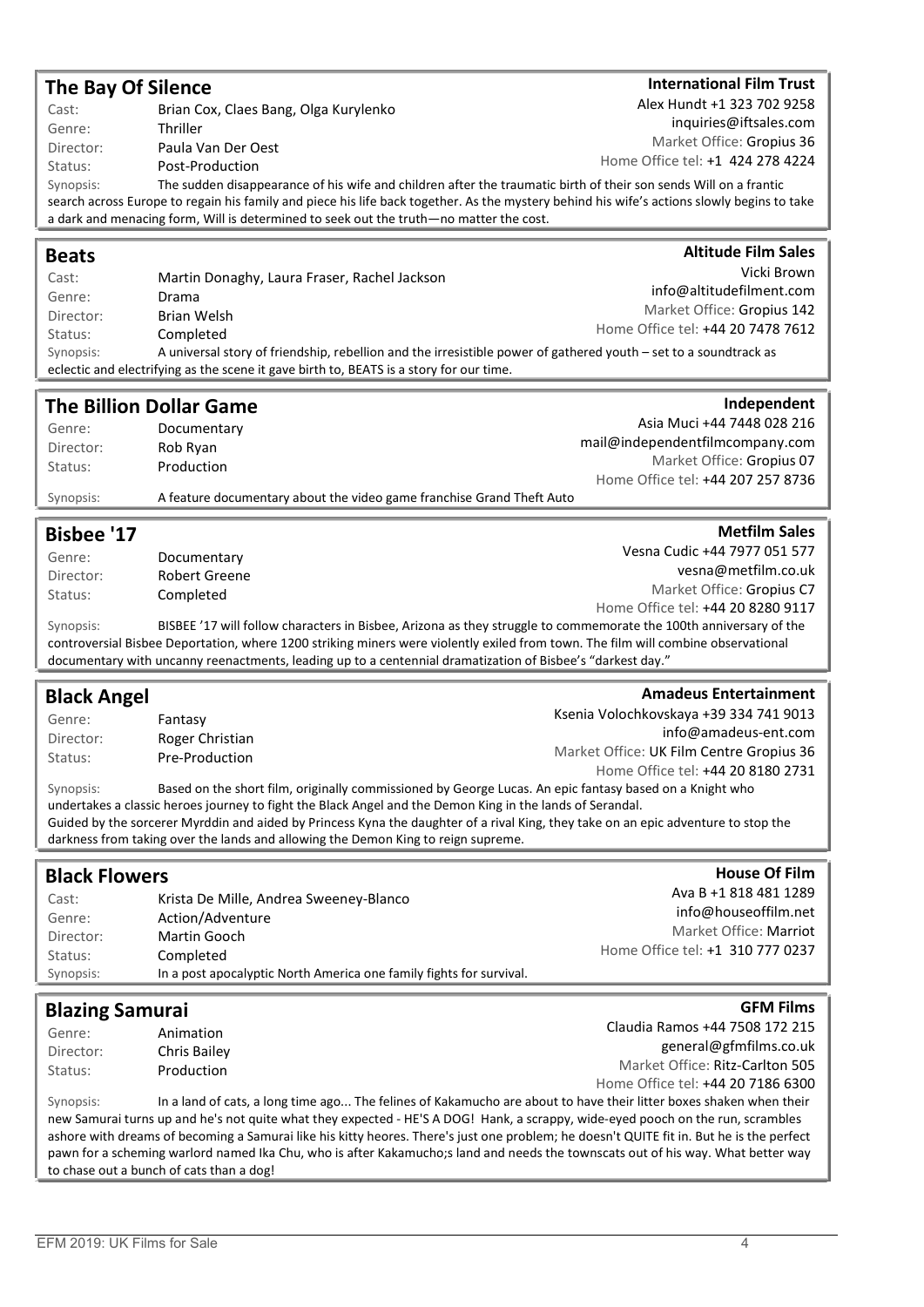## The Bay Of Silence

**International Film Trust**

Alex Hundt +1 323 702 9258
inquiries@iftsales.com
Market Office: Gropius 36
Home Office tel: +1 424 278 4224

Cast: Brian Cox, Claes Bang, Olga Kurylenko
Genre: Thriller
Director: Paula Van Der Oest
Status: Post-Production

Synopsis: The sudden disappearance of his wife and children after the traumatic birth of their son sends Will on a frantic search across Europe to regain his family and piece his life back together. As the mystery behind his wife's actions slowly begins to take a dark and menacing form, Will is determined to seek out the truth—no matter the cost.

## Beats

**Altitude Film Sales**

Vicki Brown
info@altitudefilment.com
Market Office: Gropius 142
Home Office tel: +44 20 7478 7612

Cast: Martin Donaghy, Laura Fraser, Rachel Jackson
Genre: Drama
Director: Brian Welsh
Status: Completed

Synopsis: A universal story of friendship, rebellion and the irresistible power of gathered youth – set to a soundtrack as eclectic and electrifying as the scene it gave birth to, BEATS is a story for our time.

## The Billion Dollar Game

**Independent**

Asia Muci +44 7448 028 216
mail@independentfilmcompany.com
Market Office: Gropius 07
Home Office tel: +44 207 257 8736

Genre: Documentary
Director: Rob Ryan
Status: Production

Synopsis: A feature documentary about the video game franchise Grand Theft Auto

## Bisbee '17

**Metfilm Sales**

Vesna Cudic +44 7977 051 577
vesna@metfilm.co.uk
Market Office: Gropius C7
Home Office tel: +44 20 8280 9117

Genre: Documentary
Director: Robert Greene
Status: Completed

Synopsis: BISBEE '17 will follow characters in Bisbee, Arizona as they struggle to commemorate the 100th anniversary of the controversial Bisbee Deportation, where 1200 striking miners were violently exiled from town. The film will combine observational documentary with uncanny reenactments, leading up to a centennial dramatization of Bisbee's "darkest day."

## Black Angel

**Amadeus Entertainment**

Ksenia Volochkovskaya +39 334 741 9013
info@amadeus-ent.com
Market Office: UK Film Centre Gropius 36
Home Office tel: +44 20 8180 2731

Genre: Fantasy
Director: Roger Christian
Status: Pre-Production

Synopsis: Based on the short film, originally commissioned by George Lucas. An epic fantasy based on a Knight who undertakes a classic heroes journey to fight the Black Angel and the Demon King in the lands of Serandal.
Guided by the sorcerer Myrddin and aided by Princess Kyna the daughter of a rival King, they take on an epic adventure to stop the darkness from taking over the lands and allowing the Demon King to reign supreme.

## Black Flowers

**House Of Film**

Ava B +1 818 481 1289
info@houseoffilm.net
Market Office: Marriot
Home Office tel: +1 310 777 0237

Cast: Krista De Mille, Andrea Sweeney-Blanco
Genre: Action/Adventure
Director: Martin Gooch
Status: Completed
Synopsis: In a post apocalyptic North America one family fights for survival.

## Blazing Samurai

**GFM Films**

Claudia Ramos +44 7508 172 215
general@gfmfilms.co.uk
Market Office: Ritz-Carlton 505
Home Office tel: +44 20 7186 6300

Genre: Animation
Director: Chris Bailey
Status: Production

Synopsis: In a land of cats, a long time ago... The felines of Kakamucho are about to have their litter boxes shaken when their new Samurai turns up and he's not quite what they expected - HE'S A DOG! Hank, a scrappy, wide-eyed pooch on the run, scrambles ashore with dreams of becoming a Samurai like his kitty heores. There's just one problem; he doesn't QUITE fit in. But he is the perfect pawn for a scheming warlord named Ika Chu, who is after Kakamucho;s land and needs the townscats out of his way. What better way to chase out a bunch of cats than a dog!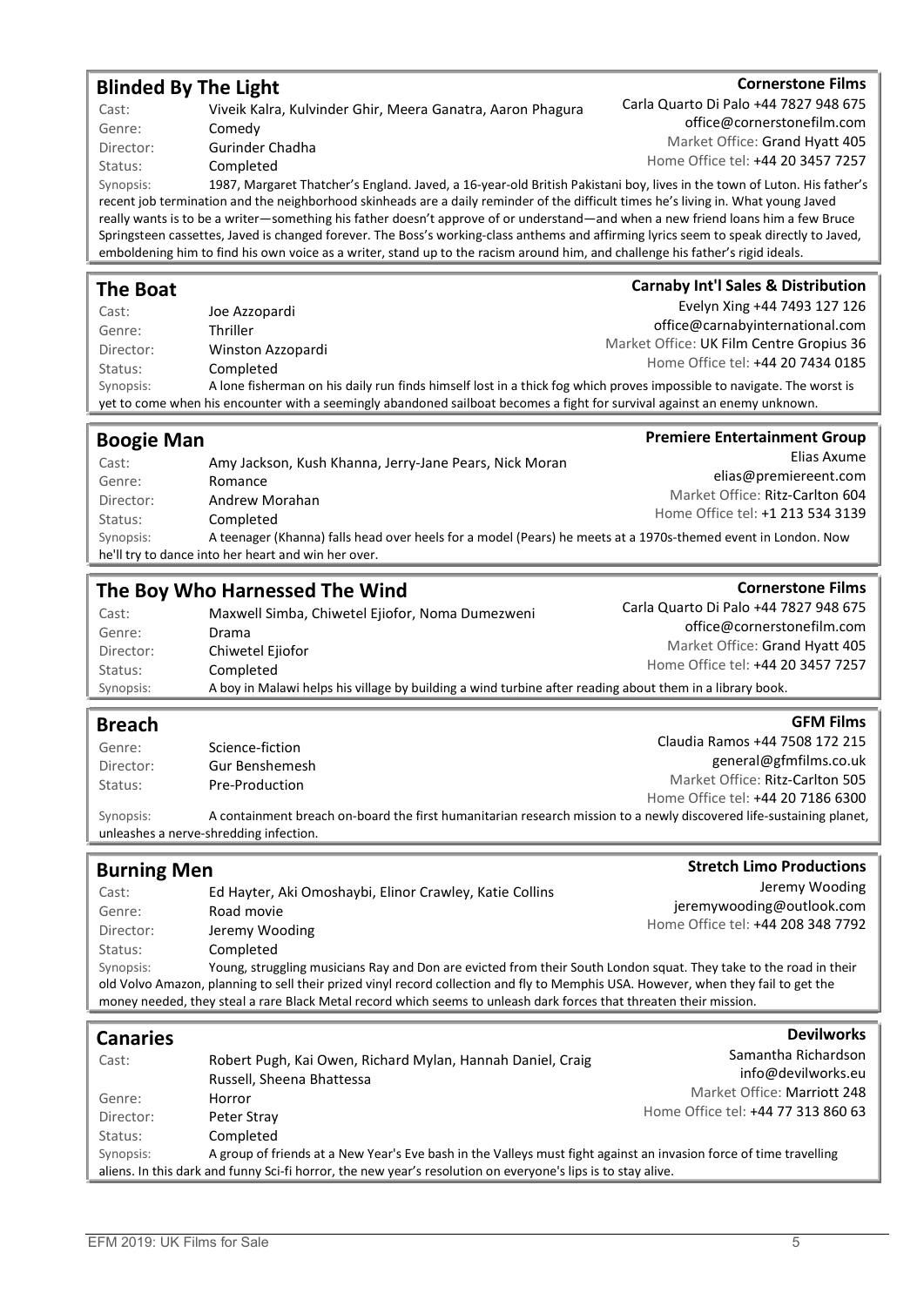## Blinded By The Light

**Cornerstone Films**
Carla Quarto Di Palo +44 7827 948 675
office@cornerstonefilm.com
Market Office: Grand Hyatt 405
Home Office tel: +44 20 3457 7257

Cast: Viveik Kalra, Kulvinder Ghir, Meera Ganatra, Aaron Phagura
Genre: Comedy
Director: Gurinder Chadha
Status: Completed
Synopsis: 1987, Margaret Thatcher's England. Javed, a 16-year-old British Pakistani boy, lives in the town of Luton. His father's recent job termination and the neighborhood skinheads are a daily reminder of the difficult times he's living in. What young Javed really wants is to be a writer—something his father doesn't approve of or understand—and when a new friend loans him a few Bruce Springsteen cassettes, Javed is changed forever. The Boss's working-class anthems and affirming lyrics seem to speak directly to Javed, emboldening him to find his own voice as a writer, stand up to the racism around him, and challenge his father's rigid ideals.

## The Boat

**Carnaby Int'l Sales & Distribution**
Evelyn Xing +44 7493 127 126
office@carnabyinternational.com
Market Office: UK Film Centre Gropius 36
Home Office tel: +44 20 7434 0185

Cast: Joe Azzopardi
Genre: Thriller
Director: Winston Azzopardi
Status: Completed
Synopsis: A lone fisherman on his daily run finds himself lost in a thick fog which proves impossible to navigate. The worst is yet to come when his encounter with a seemingly abandoned sailboat becomes a fight for survival against an enemy unknown.

## Boogie Man

**Premiere Entertainment Group**
Elias Axume
elias@premiereent.com
Market Office: Ritz-Carlton 604
Home Office tel: +1 213 534 3139

Cast: Amy Jackson, Kush Khanna, Jerry-Jane Pears, Nick Moran
Genre: Romance
Director: Andrew Morahan
Status: Completed
Synopsis: A teenager (Khanna) falls head over heels for a model (Pears) he meets at a 1970s-themed event in London. Now he'll try to dance into her heart and win her over.

## The Boy Who Harnessed The Wind

**Cornerstone Films**
Carla Quarto Di Palo +44 7827 948 675
office@cornerstonefilm.com
Market Office: Grand Hyatt 405
Home Office tel: +44 20 3457 7257

Cast: Maxwell Simba, Chiwetel Ejiofor, Noma Dumezweni
Genre: Drama
Director: Chiwetel Ejiofor
Status: Completed
Synopsis: A boy in Malawi helps his village by building a wind turbine after reading about them in a library book.

## Breach

**GFM Films**
Claudia Ramos +44 7508 172 215
general@gfmfilms.co.uk
Market Office: Ritz-Carlton 505
Home Office tel: +44 20 7186 6300

Genre: Science-fiction
Director: Gur Benshemesh
Status: Pre-Production
Synopsis: A containment breach on-board the first humanitarian research mission to a newly discovered life-sustaining planet, unleashes a nerve-shredding infection.

## Burning Men

**Stretch Limo Productions**
Jeremy Wooding
jeremywooding@outlook.com
Home Office tel: +44 208 348 7792

Cast: Ed Hayter, Aki Omoshaybi, Elinor Crawley, Katie Collins
Genre: Road movie
Director: Jeremy Wooding
Status: Completed
Synopsis: Young, struggling musicians Ray and Don are evicted from their South London squat. They take to the road in their old Volvo Amazon, planning to sell their prized vinyl record collection and fly to Memphis USA. However, when they fail to get the money needed, they steal a rare Black Metal record which seems to unleash dark forces that threaten their mission.

## Canaries

**Devilworks**
Samantha Richardson
info@devilworks.eu
Market Office: Marriott 248
Home Office tel: +44 77 313 860 63

Cast: Robert Pugh, Kai Owen, Richard Mylan, Hannah Daniel, Craig Russell, Sheena Bhattessa
Genre: Horror
Director: Peter Stray
Status: Completed
Synopsis: A group of friends at a New Year's Eve bash in the Valleys must fight against an invasion force of time travelling aliens. In this dark and funny Sci-fi horror, the new year's resolution on everyone's lips is to stay alive.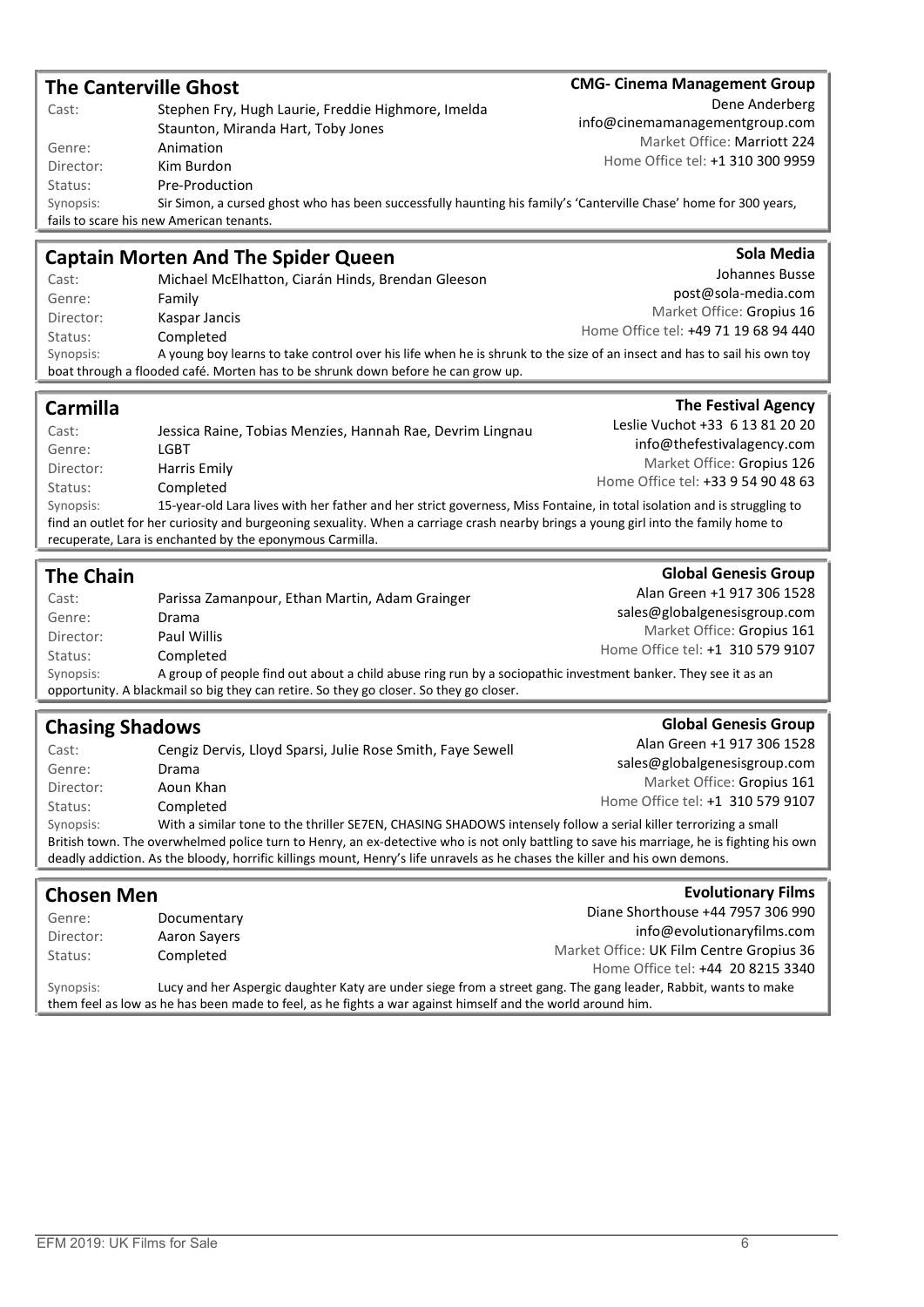## The Canterville Ghost

**CMG- Cinema Management Group**
Dene Anderberg
info@cinemamanagementgroup.com
Market Office: Marriott 224
Home Office tel: +1 310 300 9959

Cast: Stephen Fry, Hugh Laurie, Freddie Highmore, Imelda Staunton, Miranda Hart, Toby Jones
Genre: Animation
Director: Kim Burdon
Status: Pre-Production
Synopsis: Sir Simon, a cursed ghost who has been successfully haunting his family's 'Canterville Chase' home for 300 years, fails to scare his new American tenants.

## Captain Morten And The Spider Queen

**Sola Media**
Johannes Busse
post@sola-media.com
Market Office: Gropius 16
Home Office tel: +49 71 19 68 94 440

Cast: Michael McElhatton, Ciarán Hinds, Brendan Gleeson
Genre: Family
Director: Kaspar Jancis
Status: Completed
Synopsis: A young boy learns to take control over his life when he is shrunk to the size of an insect and has to sail his own toy boat through a flooded café. Morten has to be shrunk down before he can grow up.

## Carmilla

**The Festival Agency**
Leslie Vuchot +33 6 13 81 20 20
info@thefestivalagency.com
Market Office: Gropius 126
Home Office tel: +33 9 54 90 48 63

Cast: Jessica Raine, Tobias Menzies, Hannah Rae, Devrim Lingnau
Genre: LGBT
Director: Harris Emily
Status: Completed
Synopsis: 15-year-old Lara lives with her father and her strict governess, Miss Fontaine, in total isolation and is struggling to find an outlet for her curiosity and burgeoning sexuality. When a carriage crash nearby brings a young girl into the family home to recuperate, Lara is enchanted by the eponymous Carmilla.

## The Chain

**Global Genesis Group**
Alan Green +1 917 306 1528
sales@globalgenesisgroup.com
Market Office: Gropius 161
Home Office tel: +1 310 579 9107

Cast: Parissa Zamanpour, Ethan Martin, Adam Grainger
Genre: Drama
Director: Paul Willis
Status: Completed
Synopsis: A group of people find out about a child abuse ring run by a sociopathic investment banker. They see it as an opportunity. A blackmail so big they can retire. So they go closer. So they go closer.

## Chasing Shadows

**Global Genesis Group**
Alan Green +1 917 306 1528
sales@globalgenesisgroup.com
Market Office: Gropius 161
Home Office tel: +1 310 579 9107

Cast: Cengiz Dervis, Lloyd Sparsi, Julie Rose Smith, Faye Sewell
Genre: Drama
Director: Aoun Khan
Status: Completed
Synopsis: With a similar tone to the thriller SE7EN, CHASING SHADOWS intensely follow a serial killer terrorizing a small British town. The overwhelmed police turn to Henry, an ex-detective who is not only battling to save his marriage, he is fighting his own deadly addiction. As the bloody, horrific killings mount, Henry's life unravels as he chases the killer and his own demons.

## Chosen Men

**Evolutionary Films**
Diane Shorthouse +44 7957 306 990
info@evolutionaryfilms.com
Market Office: UK Film Centre Gropius 36
Home Office tel: +44 20 8215 3340

Genre: Documentary
Director: Aaron Sayers
Status: Completed
Synopsis: Lucy and her Aspergic daughter Katy are under siege from a street gang. The gang leader, Rabbit, wants to make them feel as low as he has been made to feel, as he fights a war against himself and the world around him.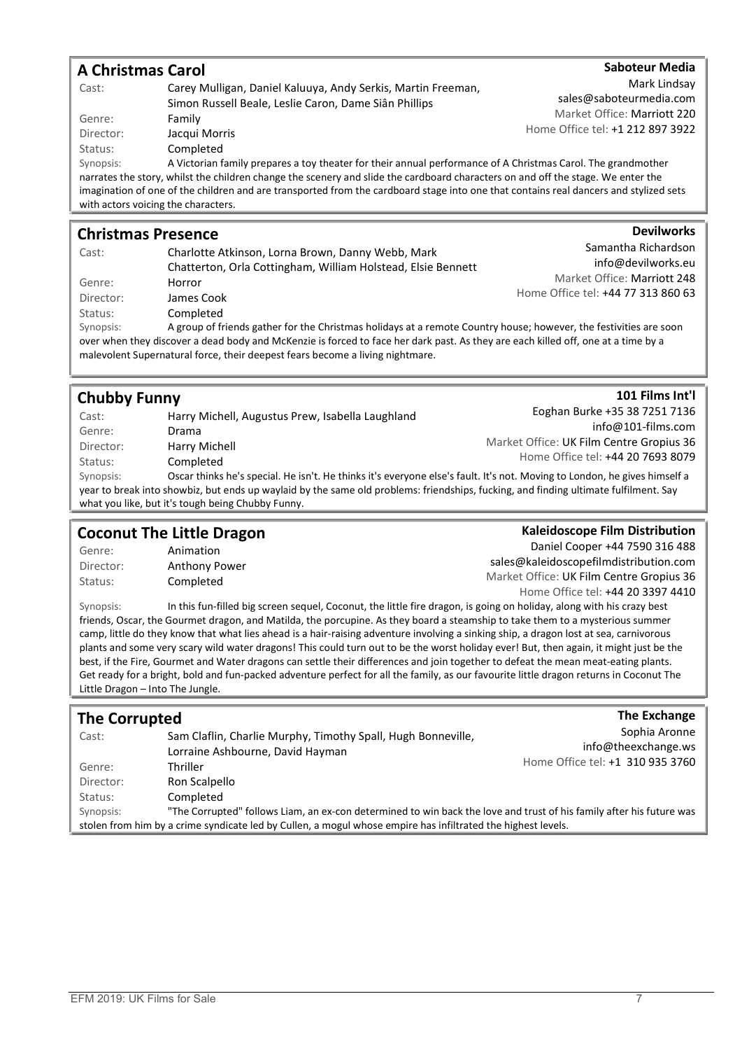## A Christmas Carol

**Saboteur Media**
Mark Lindsay
sales@saboteurmedia.com
Market Office: Marriott 220
Home Office tel: +1 212 897 3922

Cast: Carey Mulligan, Daniel Kaluuya, Andy Serkis, Martin Freeman, Simon Russell Beale, Leslie Caron, Dame Siân Phillips
Genre: Family
Director: Jacqui Morris
Status: Completed
Synopsis: A Victorian family prepares a toy theater for their annual performance of A Christmas Carol. The grandmother narrates the story, whilst the children change the scenery and slide the cardboard characters on and off the stage. We enter the imagination of one of the children and are transported from the cardboard stage into one that contains real dancers and stylized sets with actors voicing the characters.

## Christmas Presence

**Devilworks**
Samantha Richardson
info@devilworks.eu
Market Office: Marriott 248
Home Office tel: +44 77 313 860 63

Cast: Charlotte Atkinson, Lorna Brown, Danny Webb, Mark Chatterton, Orla Cottingham, William Holstead, Elsie Bennett
Genre: Horror
Director: James Cook
Status: Completed
Synopsis: A group of friends gather for the Christmas holidays at a remote Country house; however, the festivities are soon over when they discover a dead body and McKenzie is forced to face her dark past. As they are each killed off, one at a time by a malevolent Supernatural force, their deepest fears become a living nightmare.

## Chubby Funny

**101 Films Int'l**
Eoghan Burke +35 38 7251 7136
info@101-films.com
Market Office: UK Film Centre Gropius 36
Home Office tel: +44 20 7693 8079

Cast: Harry Michell, Augustus Prew, Isabella Laughland
Genre: Drama
Director: Harry Michell
Status: Completed
Synopsis: Oscar thinks he's special. He isn't. He thinks it's everyone else's fault. It's not. Moving to London, he gives himself a year to break into showbiz, but ends up waylaid by the same old problems: friendships, fucking, and finding ultimate fulfilment. Say what you like, but it's tough being Chubby Funny.

## Coconut The Little Dragon

**Kaleidoscope Film Distribution**
Daniel Cooper +44 7590 316 488
sales@kaleidoscopefilmdistribution.com
Market Office: UK Film Centre Gropius 36
Home Office tel: +44 20 3397 4410

Genre: Animation
Director: Anthony Power
Status: Completed
Synopsis: In this fun-filled big screen sequel, Coconut, the little fire dragon, is going on holiday, along with his crazy best friends, Oscar, the Gourmet dragon, and Matilda, the porcupine. As they board a steamship to take them to a mysterious summer camp, little do they know that what lies ahead is a hair-raising adventure involving a sinking ship, a dragon lost at sea, carnivorous plants and some very scary wild water dragons! This could turn out to be the worst holiday ever! But, then again, it might just be the best, if the Fire, Gourmet and Water dragons can settle their differences and join together to defeat the mean meat-eating plants. Get ready for a bright, bold and fun-packed adventure perfect for all the family, as our favourite little dragon returns in Coconut The Little Dragon – Into The Jungle.

## The Corrupted

**The Exchange**
Sophia Aronne
info@theexchange.ws
Home Office tel: +1 310 935 3760

Cast: Sam Claflin, Charlie Murphy, Timothy Spall, Hugh Bonneville, Lorraine Ashbourne, David Hayman
Genre: Thriller
Director: Ron Scalpello
Status: Completed
Synopsis: "The Corrupted" follows Liam, an ex-con determined to win back the love and trust of his family after his future was stolen from him by a crime syndicate led by Cullen, a mogul whose empire has infiltrated the highest levels.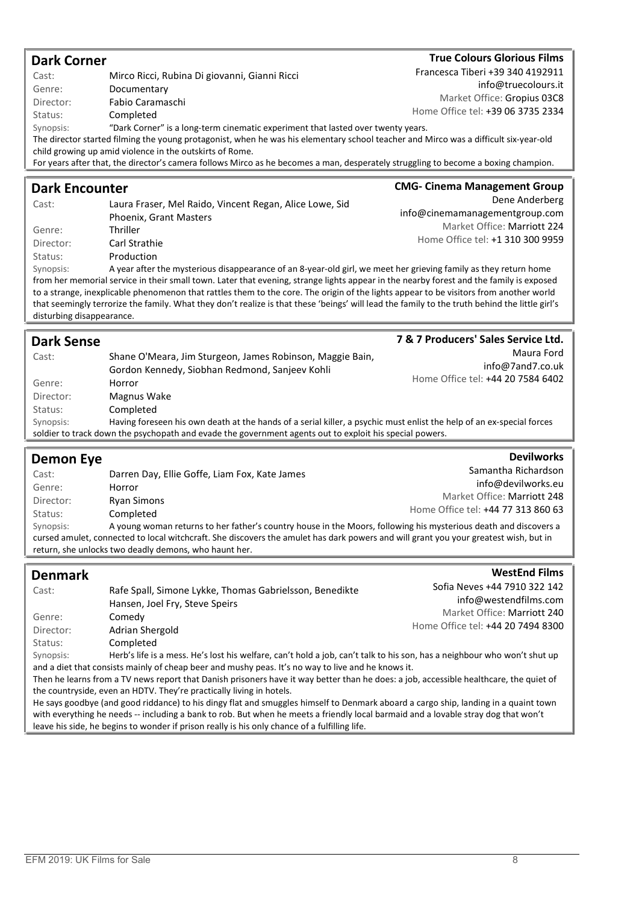## Dark Corner

**True Colours Glorious Films**
Francesca Tiberi +39 340 4192911
info@truecolours.it
Market Office: Gropius 03C8
Home Office tel: +39 06 3735 2334

Cast: Mirco Ricci, Rubina Di giovanni, Gianni Ricci
Genre: Documentary
Director: Fabio Caramaschi
Status: Completed

Synopsis: "Dark Corner" is a long-term cinematic experiment that lasted over twenty years.
The director started filming the young protagonist, when he was his elementary school teacher and Mirco was a difficult six-year-old child growing up amid violence in the outskirts of Rome.
For years after that, the director's camera follows Mirco as he becomes a man, desperately struggling to become a boxing champion.

## Dark Encounter

**CMG- Cinema Management Group**
Dene Anderberg
info@cinemamanagementgroup.com
Market Office: Marriott 224
Home Office tel: +1 310 300 9959

Cast: Laura Fraser, Mel Raido, Vincent Regan, Alice Lowe, Sid Phoenix, Grant Masters
Genre: Thriller
Director: Carl Strathie
Status: Production

Synopsis: A year after the mysterious disappearance of an 8-year-old girl, we meet her grieving family as they return home from her memorial service in their small town. Later that evening, strange lights appear in the nearby forest and the family is exposed to a strange, inexplicable phenomenon that rattles them to the core. The origin of the lights appear to be visitors from another world that seemingly terrorize the family. What they don't realize is that these 'beings' will lead the family to the truth behind the little girl's disturbing disappearance.

## Dark Sense

**7 & 7 Producers' Sales Service Ltd.**
Maura Ford
info@7and7.co.uk
Home Office tel: +44 20 7584 6402

Cast: Shane O'Meara, Jim Sturgeon, James Robinson, Maggie Bain, Gordon Kennedy, Siobhan Redmond, Sanjeev Kohli
Genre: Horror
Director: Magnus Wake
Status: Completed

Synopsis: Having foreseen his own death at the hands of a serial killer, a psychic must enlist the help of an ex-special forces soldier to track down the psychopath and evade the government agents out to exploit his special powers.

## Demon Eye

**Devilworks**
Samantha Richardson
info@devilworks.eu
Market Office: Marriott 248
Home Office tel: +44 77 313 860 63

Cast: Darren Day, Ellie Goffe, Liam Fox, Kate James
Genre: Horror
Director: Ryan Simons
Status: Completed

Synopsis: A young woman returns to her father's country house in the Moors, following his mysterious death and discovers a cursed amulet, connected to local witchcraft. She discovers the amulet has dark powers and will grant you your greatest wish, but in return, she unlocks two deadly demons, who haunt her.

## Denmark

**WestEnd Films**
Sofia Neves +44 7910 322 142
info@westendfilms.com
Market Office: Marriott 240
Home Office tel: +44 20 7494 8300

Cast: Rafe Spall, Simone Lykke, Thomas Gabrielsson, Benedikte Hansen, Joel Fry, Steve Speirs
Genre: Comedy
Director: Adrian Shergold
Status: Completed

Synopsis: Herb's life is a mess. He's lost his welfare, can't hold a job, can't talk to his son, has a neighbour who won't shut up and a diet that consists mainly of cheap beer and mushy peas. It's no way to live and he knows it.
Then he learns from a TV news report that Danish prisoners have it way better than he does: a job, accessible healthcare, the quiet of the countryside, even an HDTV. They're practically living in hotels.
He says goodbye (and good riddance) to his dingy flat and smuggles himself to Denmark aboard a cargo ship, landing in a quaint town with everything he needs -- including a bank to rob. But when he meets a friendly local barmaid and a lovable stray dog that won't leave his side, he begins to wonder if prison really is his only chance of a fulfilling life.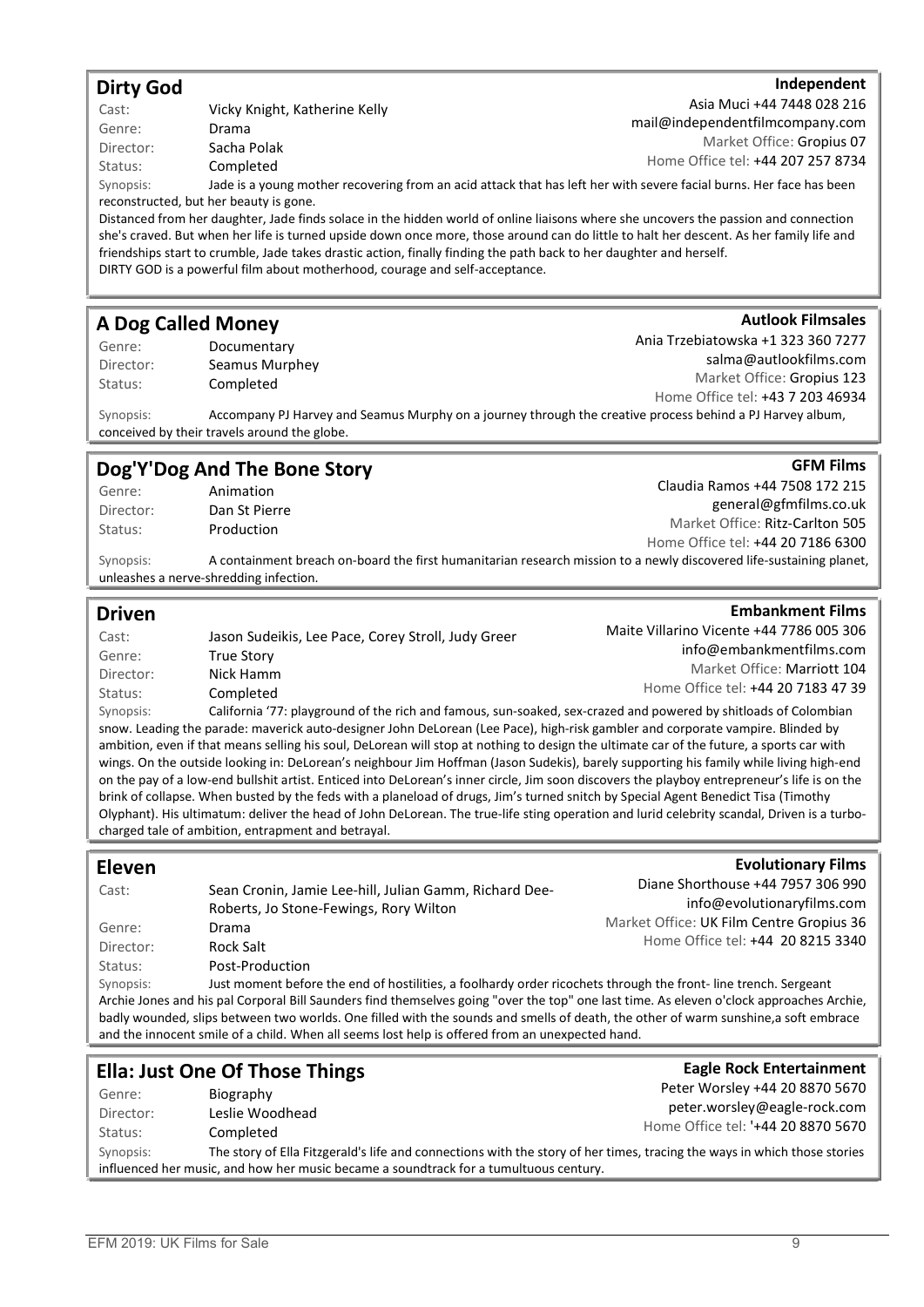## Dirty God

**Independent**
Asia Muci +44 7448 028 216
mail@independentfilmcompany.com
Market Office: Gropius 07
Home Office tel: +44 207 257 8734

Cast: Vicky Knight, Katherine Kelly
Genre: Drama
Director: Sacha Polak
Status: Completed

Synopsis: Jade is a young mother recovering from an acid attack that has left her with severe facial burns. Her face has been reconstructed, but her beauty is gone.

Distanced from her daughter, Jade finds solace in the hidden world of online liaisons where she uncovers the passion and connection she's craved. But when her life is turned upside down once more, those around can do little to halt her descent. As her family life and friendships start to crumble, Jade takes drastic action, finally finding the path back to her daughter and herself.

DIRTY GOD is a powerful film about motherhood, courage and self-acceptance.

## A Dog Called Money

**Autlook Filmsales**
Ania Trzebiatowska +1 323 360 7277
salma@autlookfilms.com
Market Office: Gropius 123
Home Office tel: +43 7 203 46934

Genre: Documentary
Director: Seamus Murphey
Status: Completed

Synopsis: Accompany PJ Harvey and Seamus Murphy on a journey through the creative process behind a PJ Harvey album, conceived by their travels around the globe.

## Dog'Y'Dog And The Bone Story

**GFM Films**
Claudia Ramos +44 7508 172 215
general@gfmfilms.co.uk
Market Office: Ritz-Carlton 505
Home Office tel: +44 20 7186 6300

Genre: Animation
Director: Dan St Pierre
Status: Production

Synopsis: A containment breach on-board the first humanitarian research mission to a newly discovered life-sustaining planet, unleashes a nerve-shredding infection.

## Driven

**Embankment Films**
Maite Villarino Vicente +44 7786 005 306
info@embankmentfilms.com
Market Office: Marriott 104
Home Office tel: +44 20 7183 47 39

Cast: Jason Sudeikis, Lee Pace, Corey Stroll, Judy Greer
Genre: True Story
Director: Nick Hamm
Status: Completed

Synopsis: California '77: playground of the rich and famous, sun-soaked, sex-crazed and powered by shitloads of Colombian snow. Leading the parade: maverick auto-designer John DeLorean (Lee Pace), high-risk gambler and corporate vampire. Blinded by ambition, even if that means selling his soul, DeLorean will stop at nothing to design the ultimate car of the future, a sports car with wings. On the outside looking in: DeLorean's neighbour Jim Hoffman (Jason Sudekis), barely supporting his family while living high-end on the pay of a low-end bullshit artist. Enticed into DeLorean's inner circle, Jim soon discovers the playboy entrepreneur's life is on the brink of collapse. When busted by the feds with a planeload of drugs, Jim's turned snitch by Special Agent Benedict Tisa (Timothy Olyphant). His ultimatum: deliver the head of John DeLorean. The true-life sting operation and lurid celebrity scandal, Driven is a turbo-charged tale of ambition, entrapment and betrayal.

## Eleven

**Evolutionary Films**
Diane Shorthouse +44 7957 306 990
info@evolutionaryfilms.com
Market Office: UK Film Centre Gropius 36
Home Office tel: +44 20 8215 3340

Cast: Sean Cronin, Jamie Lee-hill, Julian Gamm, Richard Dee-Roberts, Jo Stone-Fewings, Rory Wilton
Genre: Drama
Director: Rock Salt
Status: Post-Production

Synopsis: Just moment before the end of hostilities, a foolhardy order ricochets through the front- line trench. Sergeant Archie Jones and his pal Corporal Bill Saunders find themselves going "over the top" one last time. As eleven o'clock approaches Archie, badly wounded, slips between two worlds. One filled with the sounds and smells of death, the other of warm sunshine,a soft embrace and the innocent smile of a child. When all seems lost help is offered from an unexpected hand.

## Ella: Just One Of Those Things

**Eagle Rock Entertainment**
Peter Worsley +44 20 8870 5670
peter.worsley@eagle-rock.com
Home Office tel: '+44 20 8870 5670

Genre: Biography
Director: Leslie Woodhead
Status: Completed

Synopsis: The story of Ella Fitzgerald's life and connections with the story of her times, tracing the ways in which those stories influenced her music, and how her music became a soundtrack for a tumultuous century.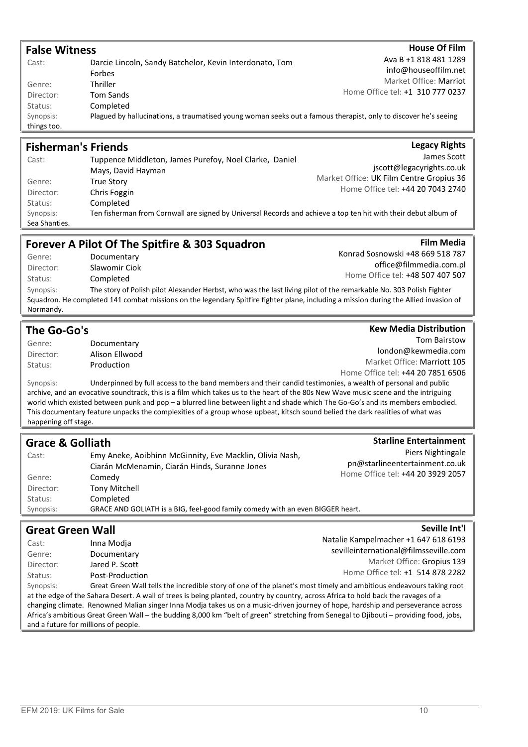## False Witness

**House Of Film**
Ava B +1 818 481 1289
info@houseoffilm.net
Market Office: Marriot
Home Office tel: +1 310 777 0237

Cast: Darcie Lincoln, Sandy Batchelor, Kevin Interdonato, Tom Forbes
Genre: Thriller
Director: Tom Sands
Status: Completed
Synopsis: Plagued by hallucinations, a traumatised young woman seeks out a famous therapist, only to discover he's seeing things too.

## Fisherman's Friends

**Legacy Rights**
James Scott
jscott@legacyrights.co.uk
Market Office: UK Film Centre Gropius 36
Home Office tel: +44 20 7043 2740

Cast: Tuppence Middleton, James Purefoy, Noel Clarke, Daniel Mays, David Hayman
Genre: True Story
Director: Chris Foggin
Status: Completed
Synopsis: Ten fisherman from Cornwall are signed by Universal Records and achieve a top ten hit with their debut album of Sea Shanties.

## Forever A Pilot Of The Spitfire & 303 Squadron

**Film Media**
Konrad Sosnowski +48 669 518 787
office@filmmedia.com.pl
Home Office tel: +48 507 407 507

Genre: Documentary
Director: Slawomir Ciok
Status: Completed
Synopsis: The story of Polish pilot Alexander Herbst, who was the last living pilot of the remarkable No. 303 Polish Fighter Squadron. He completed 141 combat missions on the legendary Spitfire fighter plane, including a mission during the Allied invasion of Normandy.

## The Go-Go's

**Kew Media Distribution**
Tom Bairstow
london@kewmedia.com
Market Office: Marriott 105
Home Office tel: +44 20 7851 6506

Genre: Documentary
Director: Alison Ellwood
Status: Production
Synopsis: Underpinned by full access to the band members and their candid testimonies, a wealth of personal and public archive, and an evocative soundtrack, this is a film which takes us to the heart of the 80s New Wave music scene and the intriguing world which existed between punk and pop – a blurred line between light and shade which The Go-Go's and its members embodied. This documentary feature unpacks the complexities of a group whose upbeat, kitsch sound belied the dark realities of what was happening off stage.

## Grace & Golliath

**Starline Entertainment**
Piers Nightingale
pn@starlineentertainment.co.uk
Home Office tel: +44 20 3929 2057

Cast: Emy Aneke, Aoibhinn McGinnity, Eve Macklin, Olivia Nash, Ciarán McMenamin, Ciarán Hinds, Suranne Jones
Genre: Comedy
Director: Tony Mitchell
Status: Completed
Synopsis: GRACE AND GOLIATH is a BIG, feel-good family comedy with an even BIGGER heart.

## Great Green Wall

**Seville Int'l**
Natalie Kampelmacher +1 647 618 6193
sevilleinternational@filmsseville.com
Market Office: Gropius 139
Home Office tel: +1 514 878 2282

Cast: Inna Modja
Genre: Documentary
Director: Jared P. Scott
Status: Post-Production
Synopsis: Great Green Wall tells the incredible story of one of the planet's most timely and ambitious endeavours taking root at the edge of the Sahara Desert. A wall of trees is being planted, country by country, across Africa to hold back the ravages of a changing climate. Renowned Malian singer Inna Modja takes us on a music-driven journey of hope, hardship and perseverance across Africa's ambitious Great Green Wall – the budding 8,000 km "belt of green" stretching from Senegal to Djibouti – providing food, jobs, and a future for millions of people.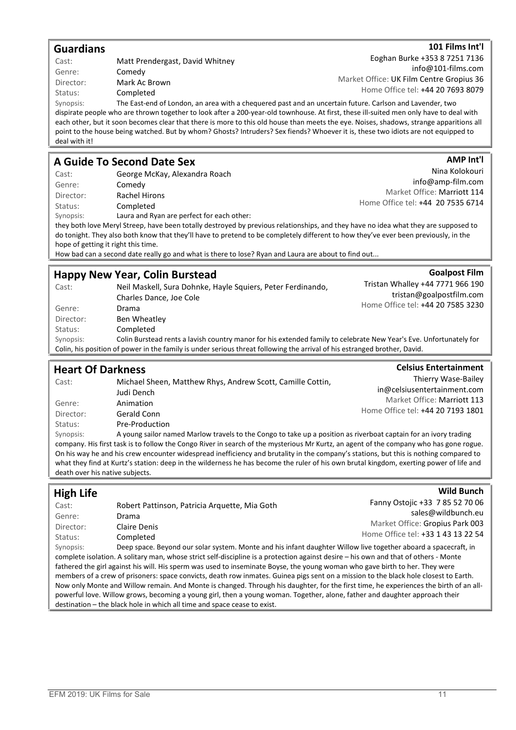## Guardians

**101 Films Int'l**

Eoghan Burke +353 8 7251 7136
info@101-films.com
Market Office: UK Film Centre Gropius 36
Home Office tel: +44 20 7693 8079

Cast: Matt Prendergast, David Whitney
Genre: Comedy
Director: Mark Ac Brown
Status: Completed

Synopsis: The East-end of London, an area with a chequered past and an uncertain future. Carlson and Lavender, two dispirate people who are thrown together to look after a 200-year-old townhouse. At first, these ill-suited men only have to deal with each other, but it soon becomes clear that there is more to this old house than meets the eye. Noises, shadows, strange apparitions all point to the house being watched. But by whom? Ghosts? Intruders? Sex fiends? Whoever it is, these two idiots are not equipped to deal with it!

## A Guide To Second Date Sex

**AMP Int'l**

Nina Kolokouri
info@amp-film.com
Market Office: Marriott 114
Home Office tel: +44 20 7535 6714

Cast: George McKay, Alexandra Roach
Genre: Comedy
Director: Rachel Hirons
Status: Completed

Synopsis: Laura and Ryan are perfect for each other:
they both love Meryl Streep, have been totally destroyed by previous relationships, and they have no idea what they are supposed to do tonight. They also both know that they'll have to pretend to be completely different to how they've ever been previously, in the hope of getting it right this time.
How bad can a second date really go and what is there to lose? Ryan and Laura are about to find out...

## Happy New Year, Colin Burstead

**Goalpost Film**

Tristan Whalley +44 7771 966 190
tristan@goalpostfilm.com
Home Office tel: +44 20 7585 3230

Cast: Neil Maskell, Sura Dohnke, Hayle Squiers, Peter Ferdinando, Charles Dance, Joe Cole
Genre: Drama
Director: Ben Wheatley
Status: Completed

Synopsis: Colin Burstead rents a lavish country manor for his extended family to celebrate New Year's Eve. Unfortunately for Colin, his position of power in the family is under serious threat following the arrival of his estranged brother, David.

## Heart Of Darkness

**Celsius Entertainment**

Thierry Wase-Bailey
in@celsiusentertainment.com
Market Office: Marriott 113
Home Office tel: +44 20 7193 1801

Cast: Michael Sheen, Matthew Rhys, Andrew Scott, Camille Cottin, Judi Dench
Genre: Animation
Director: Gerald Conn
Status: Pre-Production

Synopsis: A young sailor named Marlow travels to the Congo to take up a position as riverboat captain for an ivory trading company. His first task is to follow the Congo River in search of the mysterious Mr Kurtz, an agent of the company who has gone rogue. On his way he and his crew encounter widespread inefficiency and brutality in the company's stations, but this is nothing compared to what they find at Kurtz's station: deep in the wilderness he has become the ruler of his own brutal kingdom, exerting power of life and death over his native subjects.

## High Life

**Wild Bunch**

Fanny Ostojic +33 7 85 52 70 06
sales@wildbunch.eu
Market Office: Gropius Park 003
Home Office tel: +33 1 43 13 22 54

Cast: Robert Pattinson, Patricia Arquette, Mia Goth
Genre: Drama
Director: Claire Denis
Status: Completed

Synopsis: Deep space. Beyond our solar system. Monte and his infant daughter Willow live together aboard a spacecraft, in complete isolation. A solitary man, whose strict self-discipline is a protection against desire – his own and that of others - Monte fathered the girl against his will. His sperm was used to inseminate Boyse, the young woman who gave birth to her. They were members of a crew of prisoners: space convicts, death row inmates. Guinea pigs sent on a mission to the black hole closest to Earth. Now only Monte and Willow remain. And Monte is changed. Through his daughter, for the first time, he experiences the birth of an all-powerful love. Willow grows, becoming a young girl, then a young woman. Together, alone, father and daughter approach their destination – the black hole in which all time and space cease to exist.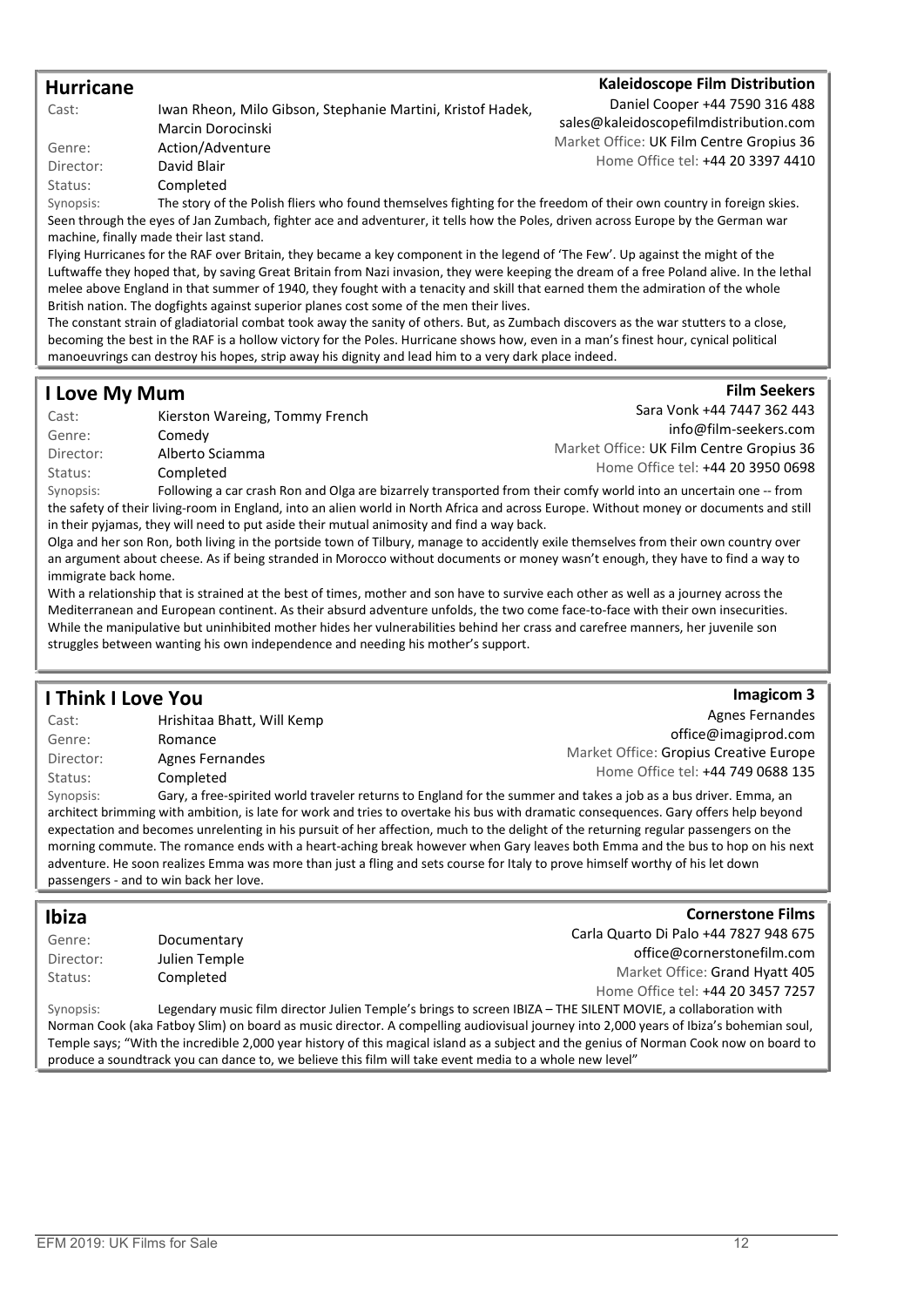## Hurricane

**Kaleidoscope Film Distribution**
Daniel Cooper +44 7590 316 488
sales@kaleidoscopefilmdistribution.com
Market Office: UK Film Centre Gropius 36
Home Office tel: +44 20 3397 4410

Cast: Iwan Rheon, Milo Gibson, Stephanie Martini, Kristof Hadek, Marcin Dorocinski
Genre: Action/Adventure
Director: David Blair
Status: Completed

Synopsis: The story of the Polish fliers who found themselves fighting for the freedom of their own country in foreign skies. Seen through the eyes of Jan Zumbach, fighter ace and adventurer, it tells how the Poles, driven across Europe by the German war machine, finally made their last stand.

Flying Hurricanes for the RAF over Britain, they became a key component in the legend of 'The Few'. Up against the might of the Luftwaffe they hoped that, by saving Great Britain from Nazi invasion, they were keeping the dream of a free Poland alive. In the lethal melee above England in that summer of 1940, they fought with a tenacity and skill that earned them the admiration of the whole British nation. The dogfights against superior planes cost some of the men their lives.

The constant strain of gladiatorial combat took away the sanity of others. But, as Zumbach discovers as the war stutters to a close, becoming the best in the RAF is a hollow victory for the Poles. Hurricane shows how, even in a man's finest hour, cynical political manoeuvrings can destroy his hopes, strip away his dignity and lead him to a very dark place indeed.

## I Love My Mum

**Film Seekers**
Sara Vonk +44 7447 362 443
info@film-seekers.com
Market Office: UK Film Centre Gropius 36
Home Office tel: +44 20 3950 0698

Cast: Kierston Wareing, Tommy French
Genre: Comedy
Director: Alberto Sciamma
Status: Completed

Synopsis: Following a car crash Ron and Olga are bizarrely transported from their comfy world into an uncertain one -- from the safety of their living-room in England, into an alien world in North Africa and across Europe. Without money or documents and still in their pyjamas, they will need to put aside their mutual animosity and find a way back.

Olga and her son Ron, both living in the portside town of Tilbury, manage to accidently exile themselves from their own country over an argument about cheese. As if being stranded in Morocco without documents or money wasn't enough, they have to find a way to immigrate back home.

With a relationship that is strained at the best of times, mother and son have to survive each other as well as a journey across the Mediterranean and European continent. As their absurd adventure unfolds, the two come face-to-face with their own insecurities. While the manipulative but uninhibited mother hides her vulnerabilities behind her crass and carefree manners, her juvenile son struggles between wanting his own independence and needing his mother's support.

## I Think I Love You

**Imagicom 3**
Agnes Fernandes
office@imagiprod.com
Market Office: Gropius Creative Europe
Home Office tel: +44 749 0688 135

Cast: Hrishitaa Bhatt, Will Kemp
Genre: Romance
Director: Agnes Fernandes
Status: Completed

Synopsis: Gary, a free-spirited world traveler returns to England for the summer and takes a job as a bus driver. Emma, an architect brimming with ambition, is late for work and tries to overtake his bus with dramatic consequences. Gary offers help beyond expectation and becomes unrelenting in his pursuit of her affection, much to the delight of the returning regular passengers on the morning commute. The romance ends with a heart-aching break however when Gary leaves both Emma and the bus to hop on his next adventure. He soon realizes Emma was more than just a fling and sets course for Italy to prove himself worthy of his let down passengers - and to win back her love.

## Ibiza

**Cornerstone Films**
Carla Quarto Di Palo +44 7827 948 675
office@cornerstonefilm.com
Market Office: Grand Hyatt 405
Home Office tel: +44 20 3457 7257

Genre: Documentary
Director: Julien Temple
Status: Completed

Synopsis: Legendary music film director Julien Temple's brings to screen IBIZA – THE SILENT MOVIE, a collaboration with Norman Cook (aka Fatboy Slim) on board as music director. A compelling audiovisual journey into 2,000 years of Ibiza's bohemian soul, Temple says; "With the incredible 2,000 year history of this magical island as a subject and the genius of Norman Cook now on board to produce a soundtrack you can dance to, we believe this film will take event media to a whole new level"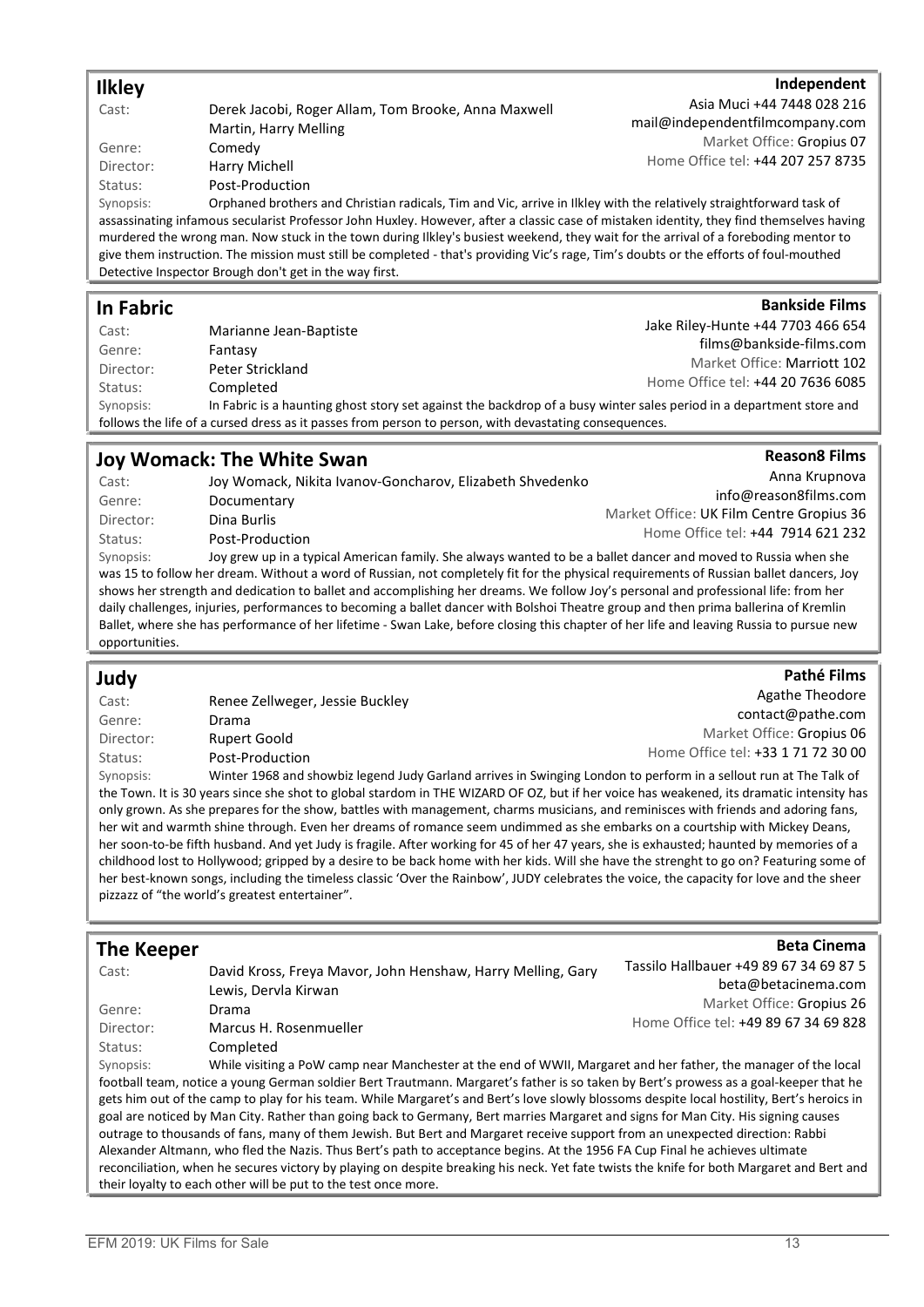## Ilkley

**Independent**
Asia Muci +44 7448 028 216
mail@independentfilmcompany.com
Market Office: Gropius 07
Home Office tel: +44 207 257 8735

Cast: Derek Jacobi, Roger Allam, Tom Brooke, Anna Maxwell Martin, Harry Melling
Genre: Comedy
Director: Harry Michell
Status: Post-Production
Synopsis: Orphaned brothers and Christian radicals, Tim and Vic, arrive in Ilkley with the relatively straightforward task of assassinating infamous secularist Professor John Huxley. However, after a classic case of mistaken identity, they find themselves having murdered the wrong man. Now stuck in the town during Ilkley's busiest weekend, they wait for the arrival of a foreboding mentor to give them instruction. The mission must still be completed - that's providing Vic's rage, Tim's doubts or the efforts of foul-mouthed Detective Inspector Brough don't get in the way first.

## In Fabric

**Bankside Films**
Jake Riley-Hunte +44 7703 466 654
films@bankside-films.com
Market Office: Marriott 102
Home Office tel: +44 20 7636 6085

Cast: Marianne Jean-Baptiste
Genre: Fantasy
Director: Peter Strickland
Status: Completed
Synopsis: In Fabric is a haunting ghost story set against the backdrop of a busy winter sales period in a department store and follows the life of a cursed dress as it passes from person to person, with devastating consequences.

## Joy Womack: The White Swan

**Reason8 Films**
Anna Krupnova
info@reason8films.com
Market Office: UK Film Centre Gropius 36
Home Office tel: +44 7914 621 232

Cast: Joy Womack, Nikita Ivanov-Goncharov, Elizabeth Shvedenko
Genre: Documentary
Director: Dina Burlis
Status: Post-Production
Synopsis: Joy grew up in a typical American family. She always wanted to be a ballet dancer and moved to Russia when she was 15 to follow her dream. Without a word of Russian, not completely fit for the physical requirements of Russian ballet dancers, Joy shows her strength and dedication to ballet and accomplishing her dreams. We follow Joy's personal and professional life: from her daily challenges, injuries, performances to becoming a ballet dancer with Bolshoi Theatre group and then prima ballerina of Kremlin Ballet, where she has performance of her lifetime - Swan Lake, before closing this chapter of her life and leaving Russia to pursue new opportunities.

## Judy

**Pathé Films**
Agathe Theodore
contact@pathe.com
Market Office: Gropius 06
Home Office tel: +33 1 71 72 30 00

Cast: Renee Zellweger, Jessie Buckley
Genre: Drama
Director: Rupert Goold
Status: Post-Production
Synopsis: Winter 1968 and showbiz legend Judy Garland arrives in Swinging London to perform in a sellout run at The Talk of the Town. It is 30 years since she shot to global stardom in THE WIZARD OF OZ, but if her voice has weakened, its dramatic intensity has only grown. As she prepares for the show, battles with management, charms musicians, and reminisces with friends and adoring fans, her wit and warmth shine through. Even her dreams of romance seem undimmed as she embarks on a courtship with Mickey Deans, her soon-to-be fifth husband. And yet Judy is fragile. After working for 45 of her 47 years, she is exhausted; haunted by memories of a childhood lost to Hollywood; gripped by a desire to be back home with her kids. Will she have the strenght to go on? Featuring some of her best-known songs, including the timeless classic 'Over the Rainbow', JUDY celebrates the voice, the capacity for love and the sheer pizzazz of "the world's greatest entertainer".

## The Keeper

**Beta Cinema**
Tassilo Hallbauer +49 89 67 34 69 87 5
beta@betacinema.com
Market Office: Gropius 26
Home Office tel: +49 89 67 34 69 828

Cast: David Kross, Freya Mavor, John Henshaw, Harry Melling, Gary Lewis, Dervla Kirwan
Genre: Drama
Director: Marcus H. Rosenmueller
Status: Completed
Synopsis: While visiting a PoW camp near Manchester at the end of WWII, Margaret and her father, the manager of the local football team, notice a young German soldier Bert Trautmann. Margaret's father is so taken by Bert's prowess as a goal-keeper that he gets him out of the camp to play for his team. While Margaret's and Bert's love slowly blossoms despite local hostility, Bert's heroics in goal are noticed by Man City. Rather than going back to Germany, Bert marries Margaret and signs for Man City. His signing causes outrage to thousands of fans, many of them Jewish. But Bert and Margaret receive support from an unexpected direction: Rabbi Alexander Altmann, who fled the Nazis. Thus Bert's path to acceptance begins. At the 1956 FA Cup Final he achieves ultimate reconciliation, when he secures victory by playing on despite breaking his neck. Yet fate twists the knife for both Margaret and Bert and their loyalty to each other will be put to the test once more.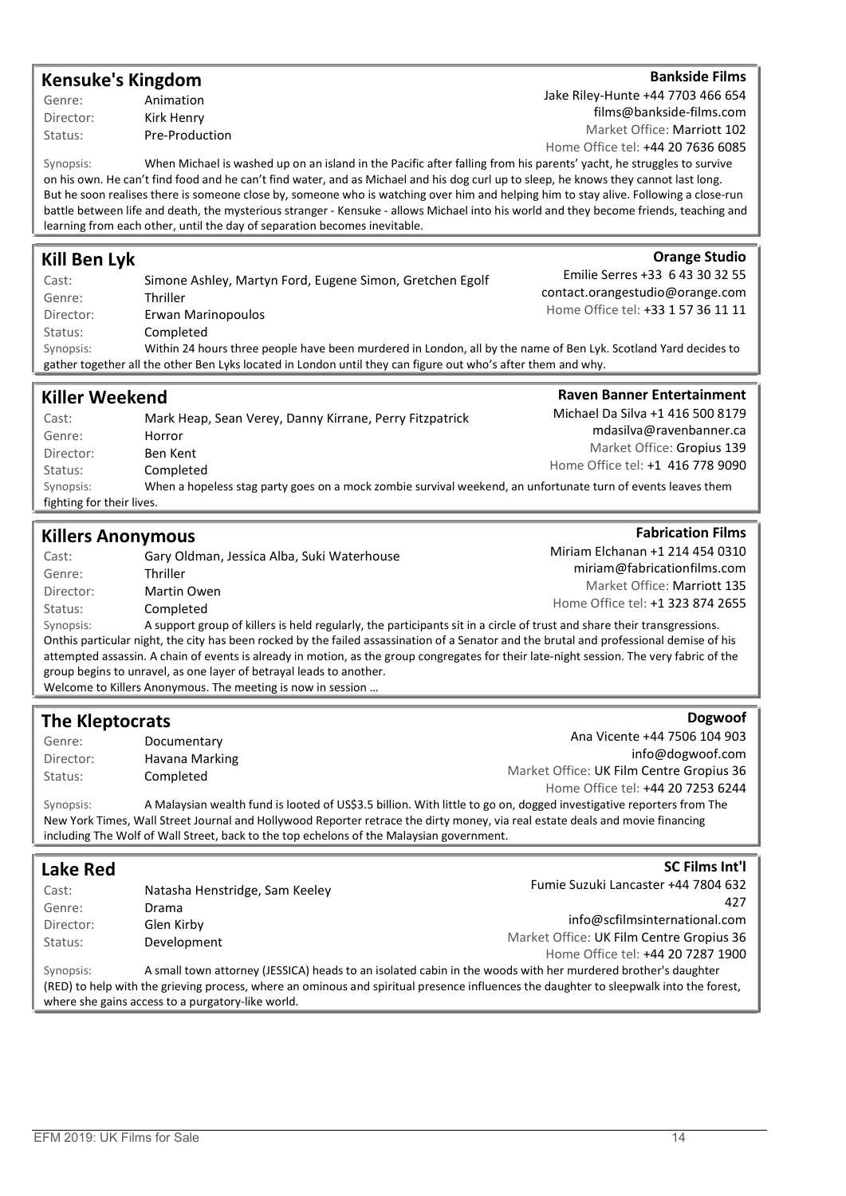## Kensuke's Kingdom

**Bankside Films**
Jake Riley-Hunte +44 7703 466 654
films@bankside-films.com
Market Office: Marriott 102
Home Office tel: +44 20 7636 6085

Genre: Animation
Director: Kirk Henry
Status: Pre-Production

Synopsis: When Michael is washed up on an island in the Pacific after falling from his parents' yacht, he struggles to survive on his own. He can't find food and he can't find water, and as Michael and his dog curl up to sleep, he knows they cannot last long. But he soon realises there is someone close by, someone who is watching over him and helping him to stay alive. Following a close-run battle between life and death, the mysterious stranger - Kensuke - allows Michael into his world and they become friends, teaching and learning from each other, until the day of separation becomes inevitable.

## Kill Ben Lyk

**Orange Studio**
Emilie Serres +33 6 43 30 32 55
contact.orangestudio@orange.com
Home Office tel: +33 1 57 36 11 11

Cast: Simone Ashley, Martyn Ford, Eugene Simon, Gretchen Egolf
Genre: Thriller
Director: Erwan Marinopoulos
Status: Completed

Synopsis: Within 24 hours three people have been murdered in London, all by the name of Ben Lyk. Scotland Yard decides to gather together all the other Ben Lyks located in London until they can figure out who's after them and why.

## Killer Weekend

**Raven Banner Entertainment**
Michael Da Silva +1 416 500 8179
mdasilva@ravenbanner.ca
Market Office: Gropius 139
Home Office tel: +1 416 778 9090

Cast: Mark Heap, Sean Verey, Danny Kirrane, Perry Fitzpatrick
Genre: Horror
Director: Ben Kent
Status: Completed

Synopsis: When a hopeless stag party goes on a mock zombie survival weekend, an unfortunate turn of events leaves them fighting for their lives.

## Killers Anonymous

**Fabrication Films**
Miriam Elchanan +1 214 454 0310
miriam@fabricationfilms.com
Market Office: Marriott 135
Home Office tel: +1 323 874 2655

Cast: Gary Oldman, Jessica Alba, Suki Waterhouse
Genre: Thriller
Director: Martin Owen
Status: Completed

Synopsis: A support group of killers is held regularly, the participants sit in a circle of trust and share their transgressions. Onthis particular night, the city has been rocked by the failed assassination of a Senator and the brutal and professional demise of his attempted assassin. A chain of events is already in motion, as the group congregates for their late-night session. The very fabric of the group begins to unravel, as one layer of betrayal leads to another.
Welcome to Killers Anonymous. The meeting is now in session …

## The Kleptocrats

**Dogwoof**
Ana Vicente +44 7506 104 903
info@dogwoof.com
Market Office: UK Film Centre Gropius 36
Home Office tel: +44 20 7253 6244

Genre: Documentary
Director: Havana Marking
Status: Completed

Synopsis: A Malaysian wealth fund is looted of US$3.5 billion. With little to go on, dogged investigative reporters from The New York Times, Wall Street Journal and Hollywood Reporter retrace the dirty money, via real estate deals and movie financing including The Wolf of Wall Street, back to the top echelons of the Malaysian government.

## Lake Red

**SC Films Int'l**
Fumie Suzuki Lancaster +44 7804 632 427
info@scfilmsinternational.com
Market Office: UK Film Centre Gropius 36
Home Office tel: +44 20 7287 1900

Cast: Natasha Henstridge, Sam Keeley
Genre: Drama
Director: Glen Kirby
Status: Development

Synopsis: A small town attorney (JESSICA) heads to an isolated cabin in the woods with her murdered brother's daughter (RED) to help with the grieving process, where an ominous and spiritual presence influences the daughter to sleepwalk into the forest, where she gains access to a purgatory-like world.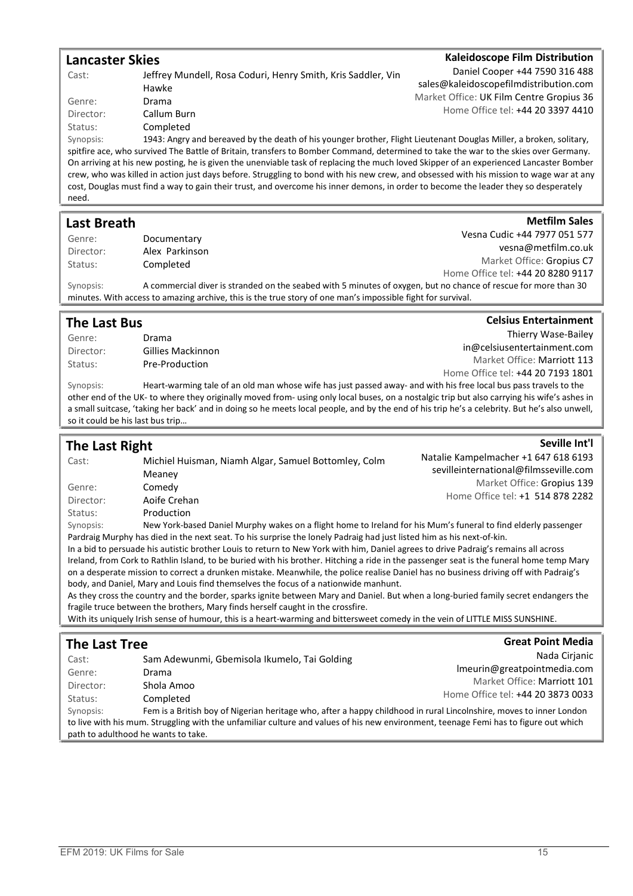## Lancaster Skies

**Kaleidoscope Film Distribution**

Daniel Cooper +44 7590 316 488
sales@kaleidoscopefilmdistribution.com
Market Office: UK Film Centre Gropius 36
Home Office tel: +44 20 3397 4410

Cast: Jeffrey Mundell, Rosa Coduri, Henry Smith, Kris Saddler, Vin Hawke
Genre: Drama
Director: Callum Burn
Status: Completed

Synopsis: 1943: Angry and bereaved by the death of his younger brother, Flight Lieutenant Douglas Miller, a broken, solitary, spitfire ace, who survived The Battle of Britain, transfers to Bomber Command, determined to take the war to the skies over Germany. On arriving at his new posting, he is given the unenviable task of replacing the much loved Skipper of an experienced Lancaster Bomber crew, who was killed in action just days before. Struggling to bond with his new crew, and obsessed with his mission to wage war at any cost, Douglas must find a way to gain their trust, and overcome his inner demons, in order to become the leader they so desperately need.

## Last Breath

**Metfilm Sales**

Vesna Cudic +44 7977 051 577
vesna@metfilm.co.uk
Market Office: Gropius C7
Home Office tel: +44 20 8280 9117

Genre: Documentary
Director: Alex Parkinson
Status: Completed

Synopsis: A commercial diver is stranded on the seabed with 5 minutes of oxygen, but no chance of rescue for more than 30 minutes. With access to amazing archive, this is the true story of one man's impossible fight for survival.

## The Last Bus

**Celsius Entertainment**

Thierry Wase-Bailey
in@celsiusentertainment.com
Market Office: Marriott 113
Home Office tel: +44 20 7193 1801

Genre: Drama
Director: Gillies Mackinnon
Status: Pre-Production

Synopsis: Heart-warming tale of an old man whose wife has just passed away- and with his free local bus pass travels to the other end of the UK- to where they originally moved from- using only local buses, on a nostalgic trip but also carrying his wife's ashes in a small suitcase, 'taking her back' and in doing so he meets local people, and by the end of his trip he's a celebrity. But he's also unwell, so it could be his last bus trip…

## The Last Right

**Seville Int'l**

Natalie Kampelmacher +1 647 618 6193
sevilleinternational@filmsseville.com
Market Office: Gropius 139
Home Office tel: +1 514 878 2282

Cast: Michiel Huisman, Niamh Algar, Samuel Bottomley, Colm Meaney
Genre: Comedy
Director: Aoife Crehan
Status: Production

Synopsis: New York-based Daniel Murphy wakes on a flight home to Ireland for his Mum's funeral to find elderly passenger Pardraig Murphy has died in the next seat. To his surprise the lonely Padraig had just listed him as his next-of-kin.
In a bid to persuade his autistic brother Louis to return to New York with him, Daniel agrees to drive Padraig's remains all across Ireland, from Cork to Rathlin Island, to be buried with his brother. Hitching a ride in the passenger seat is the funeral home temp Mary on a desperate mission to correct a drunken mistake. Meanwhile, the police realise Daniel has no business driving off with Padraig's body, and Daniel, Mary and Louis find themselves the focus of a nationwide manhunt.
As they cross the country and the border, sparks ignite between Mary and Daniel. But when a long-buried family secret endangers the fragile truce between the brothers, Mary finds herself caught in the crossfire.
With its uniquely Irish sense of humour, this is a heart-warming and bittersweet comedy in the vein of LITTLE MISS SUNSHINE.

## The Last Tree

**Great Point Media**

Nada Cirjanic
lmeurin@greatpointmedia.com
Market Office: Marriott 101
Home Office tel: +44 20 3873 0033

Cast: Sam Adewunmi, Gbemisola Ikumelo, Tai Golding
Genre: Drama
Director: Shola Amoo
Status: Completed

Synopsis: Fem is a British boy of Nigerian heritage who, after a happy childhood in rural Lincolnshire, moves to inner London to live with his mum. Struggling with the unfamiliar culture and values of his new environment, teenage Femi has to figure out which path to adulthood he wants to take.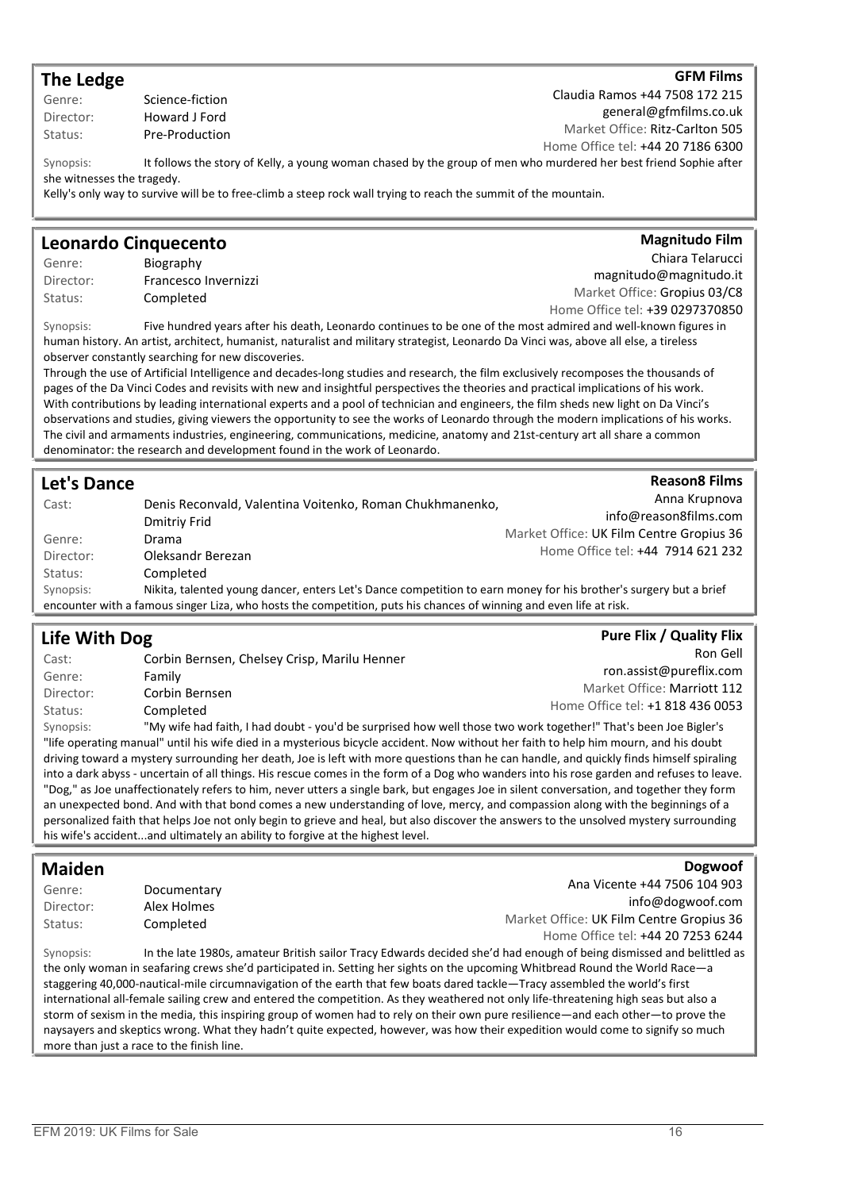## The Ledge

**GFM Films**
Claudia Ramos +44 7508 172 215
general@gfmfilms.co.uk
Market Office: Ritz-Carlton 505
Home Office tel: +44 20 7186 6300

Genre: Science-fiction
Director: Howard J Ford
Status: Pre-Production

Synopsis: It follows the story of Kelly, a young woman chased by the group of men who murdered her best friend Sophie after she witnesses the tragedy.
Kelly's only way to survive will be to free-climb a steep rock wall trying to reach the summit of the mountain.

## Leonardo Cinquecento

**Magnitudo Film**
Chiara Telarucci
magnitudo@magnitudo.it
Market Office: Gropius 03/C8
Home Office tel: +39 0297370850

Genre: Biography
Director: Francesco Invernizzi
Status: Completed

Synopsis: Five hundred years after his death, Leonardo continues to be one of the most admired and well-known figures in human history. An artist, architect, humanist, naturalist and military strategist, Leonardo Da Vinci was, above all else, a tireless observer constantly searching for new discoveries.
Through the use of Artificial Intelligence and decades-long studies and research, the film exclusively recomposes the thousands of pages of the Da Vinci Codes and revisits with new and insightful perspectives the theories and practical implications of his work. With contributions by leading international experts and a pool of technician and engineers, the film sheds new light on Da Vinci's observations and studies, giving viewers the opportunity to see the works of Leonardo through the modern implications of his works. The civil and armaments industries, engineering, communications, medicine, anatomy and 21st-century art all share a common denominator: the research and development found in the work of Leonardo.

## Let's Dance

**Reason8 Films**
Anna Krupnova
info@reason8films.com
Market Office: UK Film Centre Gropius 36
Home Office tel: +44 7914 621 232

Cast: Denis Reconvald, Valentina Voitenko, Roman Chukhmanenko, Dmitriy Frid
Genre: Drama
Director: Oleksandr Berezan
Status: Completed

Synopsis: Nikita, talented young dancer, enters Let's Dance competition to earn money for his brother's surgery but a brief encounter with a famous singer Liza, who hosts the competition, puts his chances of winning and even life at risk.

## Life With Dog

**Pure Flix / Quality Flix**
Ron Gell
ron.assist@pureflix.com
Market Office: Marriott 112
Home Office tel: +1 818 436 0053

Cast: Corbin Bernsen, Chelsey Crisp, Marilu Henner
Genre: Family
Director: Corbin Bernsen
Status: Completed

Synopsis: "My wife had faith, I had doubt - you'd be surprised how well those two work together!" That's been Joe Bigler's "life operating manual" until his wife died in a mysterious bicycle accident. Now without her faith to help him mourn, and his doubt driving toward a mystery surrounding her death, Joe is left with more questions than he can handle, and quickly finds himself spiraling into a dark abyss - uncertain of all things. His rescue comes in the form of a Dog who wanders into his rose garden and refuses to leave. "Dog," as Joe unaffectionately refers to him, never utters a single bark, but engages Joe in silent conversation, and together they form an unexpected bond. And with that bond comes a new understanding of love, mercy, and compassion along with the beginnings of a personalized faith that helps Joe not only begin to grieve and heal, but also discover the answers to the unsolved mystery surrounding his wife's accident...and ultimately an ability to forgive at the highest level.

## Maiden

**Dogwoof**
Ana Vicente +44 7506 104 903
info@dogwoof.com
Market Office: UK Film Centre Gropius 36
Home Office tel: +44 20 7253 6244

Genre: Documentary
Director: Alex Holmes
Status: Completed

Synopsis: In the late 1980s, amateur British sailor Tracy Edwards decided she'd had enough of being dismissed and belittled as the only woman in seafaring crews she'd participated in. Setting her sights on the upcoming Whitbread Round the World Race—a staggering 40,000-nautical-mile circumnavigation of the earth that few boats dared tackle—Tracy assembled the world's first international all-female sailing crew and entered the competition. As they weathered not only life-threatening high seas but also a storm of sexism in the media, this inspiring group of women had to rely on their own pure resilience—and each other—to prove the naysayers and skeptics wrong. What they hadn't quite expected, however, was how their expedition would come to signify so much more than just a race to the finish line.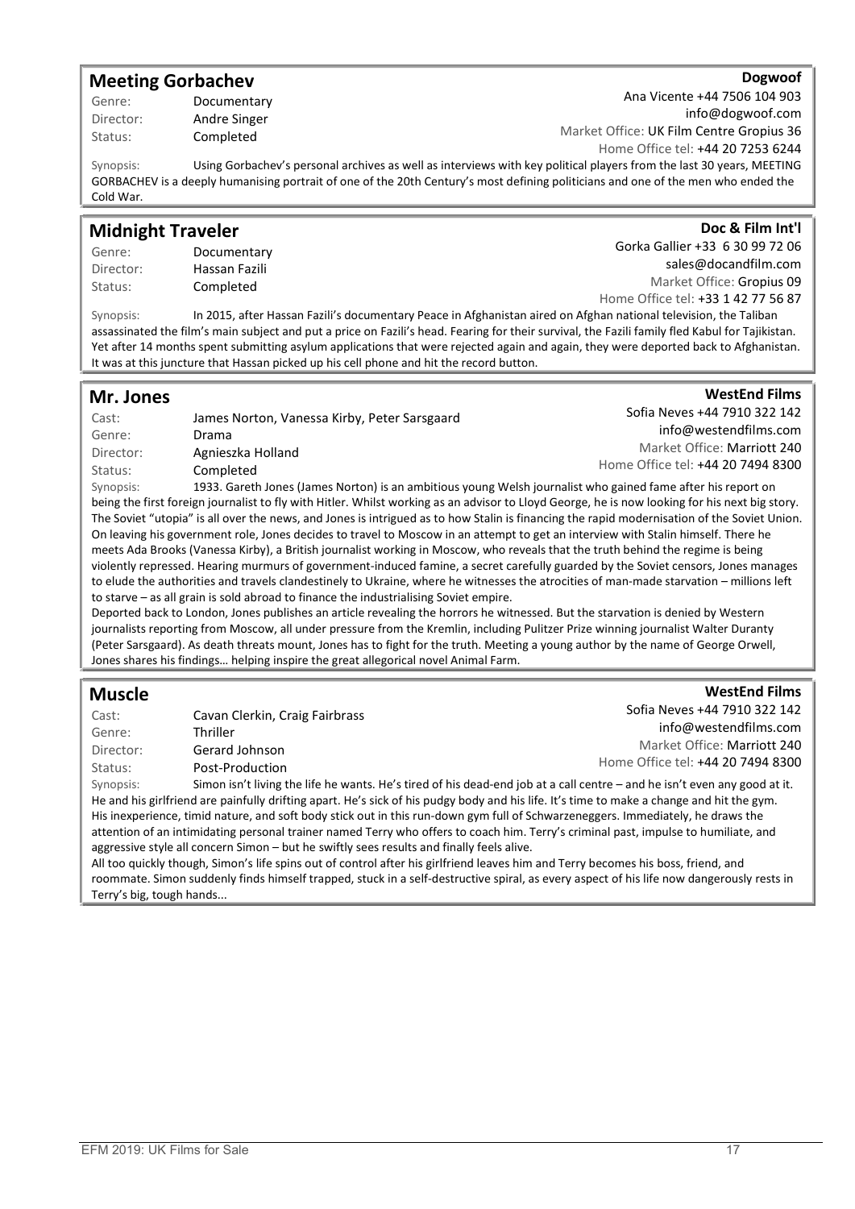## Meeting Gorbachev

**Dogwoof**
Ana Vicente +44 7506 104 903
info@dogwoof.com
Market Office: UK Film Centre Gropius 36
Home Office tel: +44 20 7253 6244

Genre: Documentary
Director: Andre Singer
Status: Completed

Synopsis: Using Gorbachev's personal archives as well as interviews with key political players from the last 30 years, MEETING GORBACHEV is a deeply humanising portrait of one of the 20th Century's most defining politicians and one of the men who ended the Cold War.

## Midnight Traveler

**Doc & Film Int'l**
Gorka Gallier +33 6 30 99 72 06
sales@docandfilm.com
Market Office: Gropius 09
Home Office tel: +33 1 42 77 56 87

Genre: Documentary
Director: Hassan Fazili
Status: Completed

Synopsis: In 2015, after Hassan Fazili's documentary Peace in Afghanistan aired on Afghan national television, the Taliban assassinated the film's main subject and put a price on Fazili's head. Fearing for their survival, the Fazili family fled Kabul for Tajikistan. Yet after 14 months spent submitting asylum applications that were rejected again and again, they were deported back to Afghanistan. It was at this juncture that Hassan picked up his cell phone and hit the record button.

## Mr. Jones

**WestEnd Films**
Sofia Neves +44 7910 322 142
info@westendfilms.com
Market Office: Marriott 240
Home Office tel: +44 20 7494 8300

Cast: James Norton, Vanessa Kirby, Peter Sarsgaard
Genre: Drama
Director: Agnieszka Holland
Status: Completed

Synopsis: 1933. Gareth Jones (James Norton) is an ambitious young Welsh journalist who gained fame after his report on being the first foreign journalist to fly with Hitler. Whilst working as an advisor to Lloyd George, he is now looking for his next big story. The Soviet "utopia" is all over the news, and Jones is intrigued as to how Stalin is financing the rapid modernisation of the Soviet Union. On leaving his government role, Jones decides to travel to Moscow in an attempt to get an interview with Stalin himself. There he meets Ada Brooks (Vanessa Kirby), a British journalist working in Moscow, who reveals that the truth behind the regime is being violently repressed. Hearing murmurs of government-induced famine, a secret carefully guarded by the Soviet censors, Jones manages to elude the authorities and travels clandestinely to Ukraine, where he witnesses the atrocities of man-made starvation – millions left to starve – as all grain is sold abroad to finance the industrialising Soviet empire.

Deported back to London, Jones publishes an article revealing the horrors he witnessed. But the starvation is denied by Western journalists reporting from Moscow, all under pressure from the Kremlin, including Pulitzer Prize winning journalist Walter Duranty (Peter Sarsgaard). As death threats mount, Jones has to fight for the truth. Meeting a young author by the name of George Orwell, Jones shares his findings… helping inspire the great allegorical novel Animal Farm.

## Muscle

**WestEnd Films**
Sofia Neves +44 7910 322 142
info@westendfilms.com
Market Office: Marriott 240
Home Office tel: +44 20 7494 8300

Cast: Cavan Clerkin, Craig Fairbrass
Genre: Thriller
Director: Gerard Johnson
Status: Post-Production

Synopsis: Simon isn't living the life he wants. He's tired of his dead-end job at a call centre – and he isn't even any good at it. He and his girlfriend are painfully drifting apart. He's sick of his pudgy body and his life. It's time to make a change and hit the gym. His inexperience, timid nature, and soft body stick out in this run-down gym full of Schwarzeneggers. Immediately, he draws the attention of an intimidating personal trainer named Terry who offers to coach him. Terry's criminal past, impulse to humiliate, and aggressive style all concern Simon – but he swiftly sees results and finally feels alive.

All too quickly though, Simon's life spins out of control after his girlfriend leaves him and Terry becomes his boss, friend, and roommate. Simon suddenly finds himself trapped, stuck in a self-destructive spiral, as every aspect of his life now dangerously rests in Terry's big, tough hands...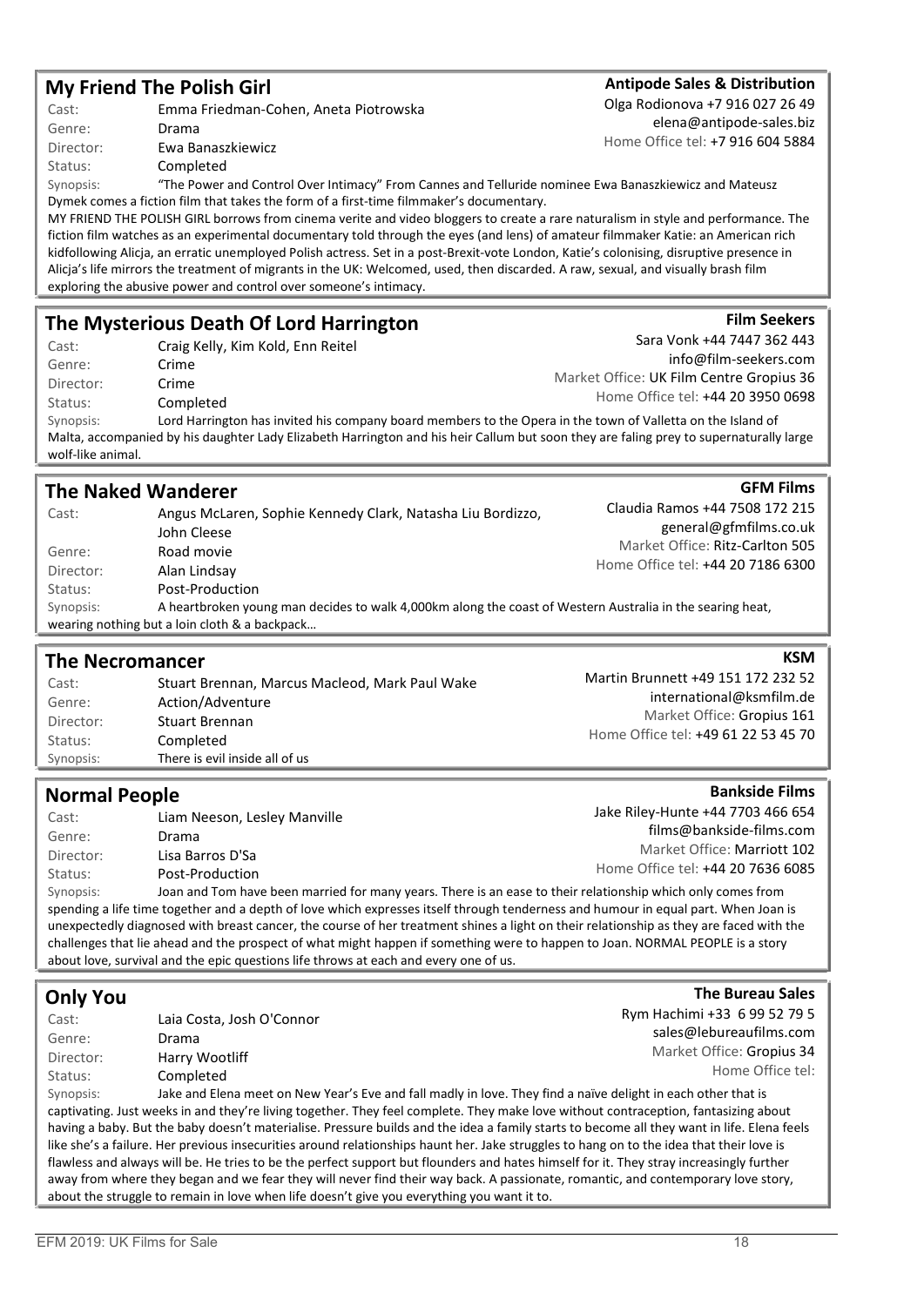## My Friend The Polish Girl

**Antipode Sales & Distribution**
Olga Rodionova +7 916 027 26 49
elena@antipode-sales.biz
Home Office tel: +7 916 604 5884

Cast: Emma Friedman-Cohen, Aneta Piotrowska
Genre: Drama
Director: Ewa Banaszkiewicz
Status: Completed
Synopsis: "The Power and Control Over Intimacy" From Cannes and Telluride nominee Ewa Banaszkiewicz and Mateusz Dymek comes a fiction film that takes the form of a first-time filmmaker's documentary.
MY FRIEND THE POLISH GIRL borrows from cinema verite and video bloggers to create a rare naturalism in style and performance. The fiction film watches as an experimental documentary told through the eyes (and lens) of amateur filmmaker Katie: an American rich kidfollowing Alicja, an erratic unemployed Polish actress. Set in a post-Brexit-vote London, Katie's colonising, disruptive presence in Alicja's life mirrors the treatment of migrants in the UK: Welcomed, used, then discarded. A raw, sexual, and visually brash film exploring the abusive power and control over someone's intimacy.

## The Mysterious Death Of Lord Harrington

**Film Seekers**
Sara Vonk +44 7447 362 443
info@film-seekers.com
Market Office: UK Film Centre Gropius 36
Home Office tel: +44 20 3950 0698

Cast: Craig Kelly, Kim Kold, Enn Reitel
Genre: Crime
Director: Crime
Status: Completed
Synopsis: Lord Harrington has invited his company board members to the Opera in the town of Valletta on the Island of Malta, accompanied by his daughter Lady Elizabeth Harrington and his heir Callum but soon they are faling prey to supernaturally large wolf-like animal.

## The Naked Wanderer

**GFM Films**
Claudia Ramos +44 7508 172 215
general@gfmfilms.co.uk
Market Office: Ritz-Carlton 505
Home Office tel: +44 20 7186 6300

Cast: Angus McLaren, Sophie Kennedy Clark, Natasha Liu Bordizzo, John Cleese
Genre: Road movie
Director: Alan Lindsay
Status: Post-Production
Synopsis: A heartbroken young man decides to walk 4,000km along the coast of Western Australia in the searing heat, wearing nothing but a loin cloth & a backpack…

## The Necromancer

**KSM**
Martin Brunnett +49 151 172 232 52
international@ksmfilm.de
Market Office: Gropius 161
Home Office tel: +49 61 22 53 45 70

Cast: Stuart Brennan, Marcus Macleod, Mark Paul Wake
Genre: Action/Adventure
Director: Stuart Brennan
Status: Completed
Synopsis: There is evil inside all of us

## Normal People

**Bankside Films**
Jake Riley-Hunte +44 7703 466 654
films@bankside-films.com
Market Office: Marriott 102
Home Office tel: +44 20 7636 6085

Cast: Liam Neeson, Lesley Manville
Genre: Drama
Director: Lisa Barros D'Sa
Status: Post-Production
Synopsis: Joan and Tom have been married for many years. There is an ease to their relationship which only comes from spending a life time together and a depth of love which expresses itself through tenderness and humour in equal part. When Joan is unexpectedly diagnosed with breast cancer, the course of her treatment shines a light on their relationship as they are faced with the challenges that lie ahead and the prospect of what might happen if something were to happen to Joan. NORMAL PEOPLE is a story about love, survival and the epic questions life throws at each and every one of us.

## Only You

**The Bureau Sales**
Rym Hachimi +33 6 99 52 79 5
sales@lebureaufilms.com
Market Office: Gropius 34
Home Office tel:

Cast: Laia Costa, Josh O'Connor
Genre: Drama
Director: Harry Wootliff
Status: Completed
Synopsis: Jake and Elena meet on New Year's Eve and fall madly in love. They find a naïve delight in each other that is captivating. Just weeks in and they're living together. They feel complete. They make love without contraception, fantasizing about having a baby. But the baby doesn't materialise. Pressure builds and the idea a family starts to become all they want in life. Elena feels like she's a failure. Her previous insecurities around relationships haunt her. Jake struggles to hang on to the idea that their love is flawless and always will be. He tries to be the perfect support but flounders and hates himself for it. They stray increasingly further away from where they began and we fear they will never find their way back. A passionate, romantic, and contemporary love story, about the struggle to remain in love when life doesn't give you everything you want it to.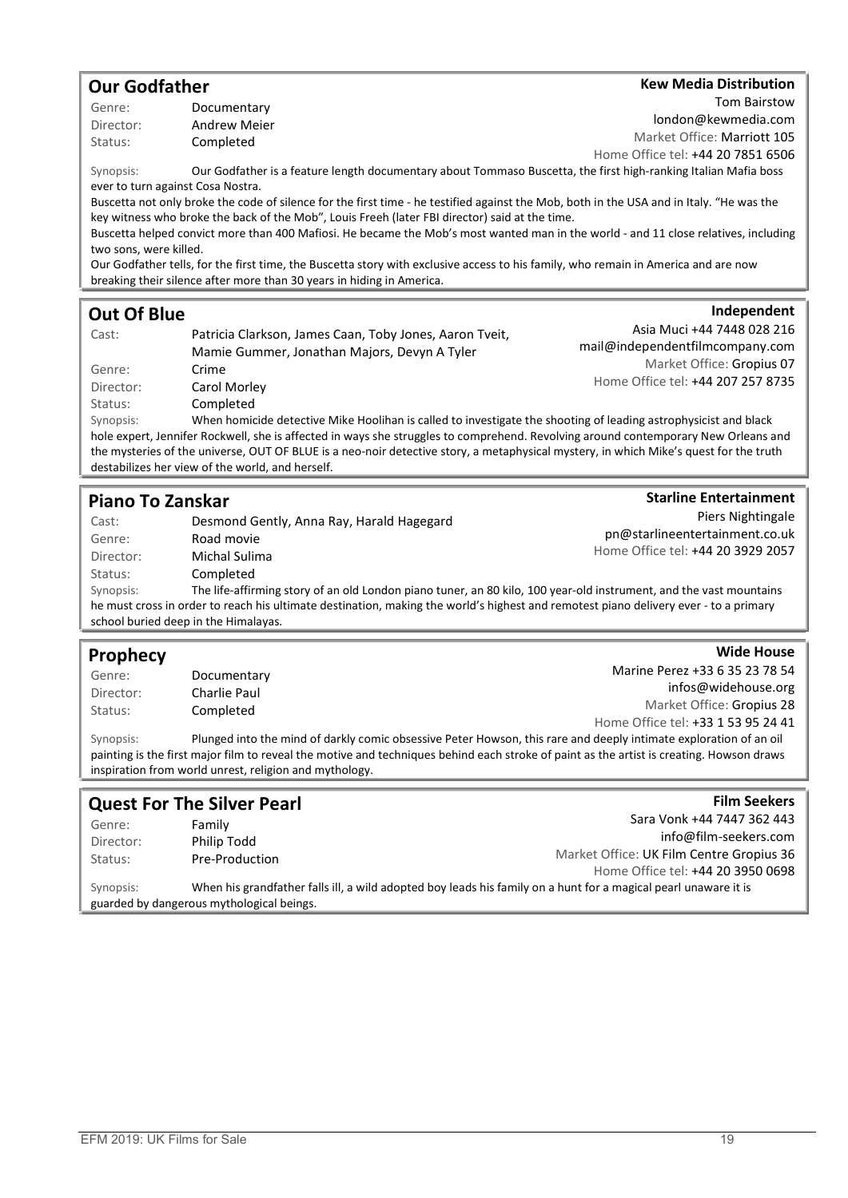## Our Godfather

**Kew Media Distribution**
Tom Bairstow
london@kewmedia.com
Market Office: Marriott 105
Home Office tel: +44 20 7851 6506

Genre: Documentary
Director: Andrew Meier
Status: Completed

Synopsis: Our Godfather is a feature length documentary about Tommaso Buscetta, the first high-ranking Italian Mafia boss ever to turn against Cosa Nostra.

Buscetta not only broke the code of silence for the first time - he testified against the Mob, both in the USA and in Italy. "He was the key witness who broke the back of the Mob", Louis Freeh (later FBI director) said at the time.

Buscetta helped convict more than 400 Mafiosi. He became the Mob's most wanted man in the world - and 11 close relatives, including two sons, were killed.

Our Godfather tells, for the first time, the Buscetta story with exclusive access to his family, who remain in America and are now breaking their silence after more than 30 years in hiding in America.

## Out Of Blue

**Independent**
Asia Muci +44 7448 028 216
mail@independentfilmcompany.com
Market Office: Gropius 07
Home Office tel: +44 207 257 8735

Cast: Patricia Clarkson, James Caan, Toby Jones, Aaron Tveit, Mamie Gummer, Jonathan Majors, Devyn A Tyler
Genre: Crime
Director: Carol Morley
Status: Completed

Synopsis: When homicide detective Mike Hoolihan is called to investigate the shooting of leading astrophysicist and black hole expert, Jennifer Rockwell, she is affected in ways she struggles to comprehend. Revolving around contemporary New Orleans and the mysteries of the universe, OUT OF BLUE is a neo-noir detective story, a metaphysical mystery, in which Mike's quest for the truth destabilizes her view of the world, and herself.

## Piano To Zanskar

**Starline Entertainment**
Piers Nightingale
pn@starlineentertainment.co.uk
Home Office tel: +44 20 3929 2057

Cast: Desmond Gently, Anna Ray, Harald Hagegard
Genre: Road movie
Director: Michal Sulima
Status: Completed

Synopsis: The life-affirming story of an old London piano tuner, an 80 kilo, 100 year-old instrument, and the vast mountains he must cross in order to reach his ultimate destination, making the world's highest and remotest piano delivery ever - to a primary school buried deep in the Himalayas.

## Prophecy

**Wide House**
Marine Perez +33 6 35 23 78 54
infos@widehouse.org
Market Office: Gropius 28
Home Office tel: +33 1 53 95 24 41

Genre: Documentary
Director: Charlie Paul
Status: Completed

Synopsis: Plunged into the mind of darkly comic obsessive Peter Howson, this rare and deeply intimate exploration of an oil painting is the first major film to reveal the motive and techniques behind each stroke of paint as the artist is creating. Howson draws inspiration from world unrest, religion and mythology.

## Quest For The Silver Pearl

**Film Seekers**
Sara Vonk +44 7447 362 443
info@film-seekers.com
Market Office: UK Film Centre Gropius 36
Home Office tel: +44 20 3950 0698

Genre: Family
Director: Philip Todd
Status: Pre-Production

Synopsis: When his grandfather falls ill, a wild adopted boy leads his family on a hunt for a magical pearl unaware it is guarded by dangerous mythological beings.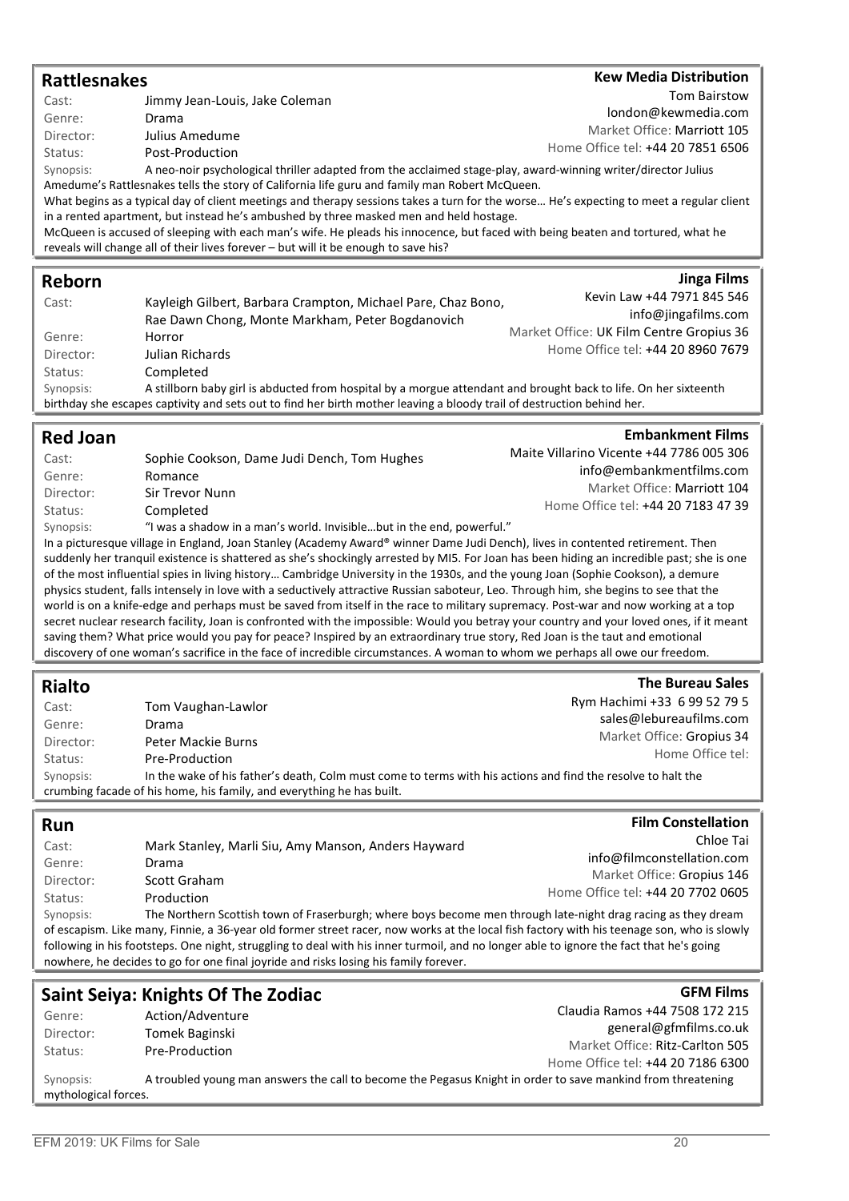## Rattlesnakes

**Kew Media Distribution**
Tom Bairstow
london@kewmedia.com
Market Office: Marriott 105
Home Office tel: +44 20 7851 6506

Cast: Jimmy Jean-Louis, Jake Coleman
Genre: Drama
Director: Julius Amedume
Status: Post-Production

Synopsis: A neo-noir psychological thriller adapted from the acclaimed stage-play, award-winning writer/director Julius Amedume's Rattlesnakes tells the story of California life guru and family man Robert McQueen.
What begins as a typical day of client meetings and therapy sessions takes a turn for the worse… He's expecting to meet a regular client in a rented apartment, but instead he's ambushed by three masked men and held hostage.
McQueen is accused of sleeping with each man's wife. He pleads his innocence, but faced with being beaten and tortured, what he reveals will change all of their lives forever – but will it be enough to save his?

## Reborn

**Jinga Films**
Kevin Law +44 7971 845 546
info@jingafilms.com
Market Office: UK Film Centre Gropius 36
Home Office tel: +44 20 8960 7679

Cast: Kayleigh Gilbert, Barbara Crampton, Michael Pare, Chaz Bono, Rae Dawn Chong, Monte Markham, Peter Bogdanovich
Genre: Horror
Director: Julian Richards
Status: Completed

Synopsis: A stillborn baby girl is abducted from hospital by a morgue attendant and brought back to life. On her sixteenth birthday she escapes captivity and sets out to find her birth mother leaving a bloody trail of destruction behind her.

## Red Joan

**Embankment Films**
Maite Villarino Vicente +44 7786 005 306
info@embankmentfilms.com
Market Office: Marriott 104
Home Office tel: +44 20 7183 47 39

Cast: Sophie Cookson, Dame Judi Dench, Tom Hughes
Genre: Romance
Director: Sir Trevor Nunn
Status: Completed

Synopsis: "I was a shadow in a man's world. Invisible…but in the end, powerful."
In a picturesque village in England, Joan Stanley (Academy Award® winner Dame Judi Dench), lives in contented retirement. Then suddenly her tranquil existence is shattered as she's shockingly arrested by MI5. For Joan has been hiding an incredible past; she is one of the most influential spies in living history… Cambridge University in the 1930s, and the young Joan (Sophie Cookson), a demure physics student, falls intensely in love with a seductively attractive Russian saboteur, Leo. Through him, she begins to see that the world is on a knife-edge and perhaps must be saved from itself in the race to military supremacy. Post-war and now working at a top secret nuclear research facility, Joan is confronted with the impossible: Would you betray your country and your loved ones, if it meant saving them? What price would you pay for peace? Inspired by an extraordinary true story, Red Joan is the taut and emotional discovery of one woman's sacrifice in the face of incredible circumstances. A woman to whom we perhaps all owe our freedom.

## Rialto

**The Bureau Sales**
Rym Hachimi +33 6 99 52 79 5
sales@lebureaufilms.com
Market Office: Gropius 34
Home Office tel:

Cast: Tom Vaughan-Lawlor
Genre: Drama
Director: Peter Mackie Burns
Status: Pre-Production

Synopsis: In the wake of his father's death, Colm must come to terms with his actions and find the resolve to halt the crumbing facade of his home, his family, and everything he has built.

## Run

**Film Constellation**
Chloe Tai
info@filmconstellation.com
Market Office: Gropius 146
Home Office tel: +44 20 7702 0605

Cast: Mark Stanley, Marli Siu, Amy Manson, Anders Hayward
Genre: Drama
Director: Scott Graham
Status: Production

Synopsis: The Northern Scottish town of Fraserburgh; where boys become men through late-night drag racing as they dream of escapism. Like many, Finnie, a 36-year old former street racer, now works at the local fish factory with his teenage son, who is slowly following in his footsteps. One night, struggling to deal with his inner turmoil, and no longer able to ignore the fact that he's going nowhere, he decides to go for one final joyride and risks losing his family forever.

## Saint Seiya: Knights Of The Zodiac

**GFM Films**
Claudia Ramos +44 7508 172 215
general@gfmfilms.co.uk
Market Office: Ritz-Carlton 505
Home Office tel: +44 20 7186 6300

Genre: Action/Adventure
Director: Tomek Baginski
Status: Pre-Production

Synopsis: A troubled young man answers the call to become the Pegasus Knight in order to save mankind from threatening mythological forces.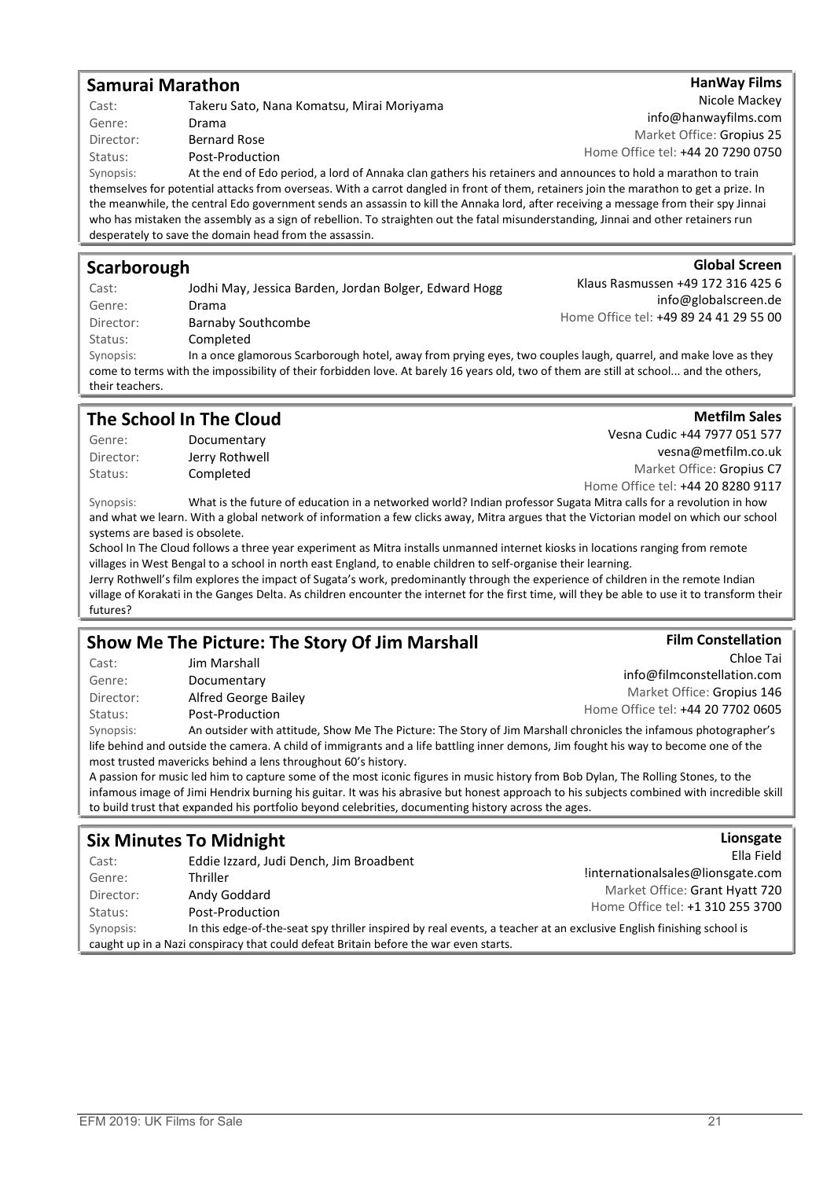## Samurai Marathon

**HanWay Films**
Nicole Mackey
info@hanwayfilms.com
Market Office: Gropius 25
Home Office tel: +44 20 7290 0750

Cast: Takeru Sato, Nana Komatsu, Mirai Moriyama
Genre: Drama
Director: Bernard Rose
Status: Post-Production

Synopsis: At the end of Edo period, a lord of Annaka clan gathers his retainers and announces to hold a marathon to train themselves for potential attacks from overseas. With a carrot dangled in front of them, retainers join the marathon to get a prize. In the meanwhile, the central Edo government sends an assassin to kill the Annaka lord, after receiving a message from their spy Jinnai who has mistaken the assembly as a sign of rebellion. To straighten out the fatal misunderstanding, Jinnai and other retainers run desperately to save the domain head from the assassin.

## Scarborough

**Global Screen**
Klaus Rasmussen +49 172 316 425 6
info@globalscreen.de
Home Office tel: +49 89 24 41 29 55 00

Cast: Jodhi May, Jessica Barden, Jordan Bolger, Edward Hogg
Genre: Drama
Director: Barnaby Southcombe
Status: Completed

Synopsis: In a once glamorous Scarborough hotel, away from prying eyes, two couples laugh, quarrel, and make love as they come to terms with the impossibility of their forbidden love. At barely 16 years old, two of them are still at school... and the others, their teachers.

## The School In The Cloud

**Metfilm Sales**
Vesna Cudic +44 7977 051 577
vesna@metfilm.co.uk
Market Office: Gropius C7
Home Office tel: +44 20 8280 9117

Genre: Documentary
Director: Jerry Rothwell
Status: Completed

Synopsis: What is the future of education in a networked world? Indian professor Sugata Mitra calls for a revolution in how and what we learn. With a global network of information a few clicks away, Mitra argues that the Victorian model on which our school systems are based is obsolete.

School In The Cloud follows a three year experiment as Mitra installs unmanned internet kiosks in locations ranging from remote villages in West Bengal to a school in north east England, to enable children to self-organise their learning.

Jerry Rothwell's film explores the impact of Sugata's work, predominantly through the experience of children in the remote Indian village of Korakati in the Ganges Delta. As children encounter the internet for the first time, will they be able to use it to transform their futures?

## Show Me The Picture: The Story Of Jim Marshall

**Film Constellation**
Chloe Tai
info@filmconstellation.com
Market Office: Gropius 146
Home Office tel: +44 20 7702 0605

Cast: Jim Marshall
Genre: Documentary
Director: Alfred George Bailey
Status: Post-Production

Synopsis: An outsider with attitude, Show Me The Picture: The Story of Jim Marshall chronicles the infamous photographer's life behind and outside the camera. A child of immigrants and a life battling inner demons, Jim fought his way to become one of the most trusted mavericks behind a lens throughout 60's history.

A passion for music led him to capture some of the most iconic figures in music history from Bob Dylan, The Rolling Stones, to the infamous image of Jimi Hendrix burning his guitar. It was his abrasive but honest approach to his subjects combined with incredible skill to build trust that expanded his portfolio beyond celebrities, documenting history across the ages.

## Six Minutes To Midnight

**Lionsgate**
Ella Field
!internationalsales@lionsgate.com
Market Office: Grant Hyatt 720
Home Office tel: +1 310 255 3700

Cast: Eddie Izzard, Judi Dench, Jim Broadbent
Genre: Thriller
Director: Andy Goddard
Status: Post-Production

Synopsis: In this edge-of-the-seat spy thriller inspired by real events, a teacher at an exclusive English finishing school is caught up in a Nazi conspiracy that could defeat Britain before the war even starts.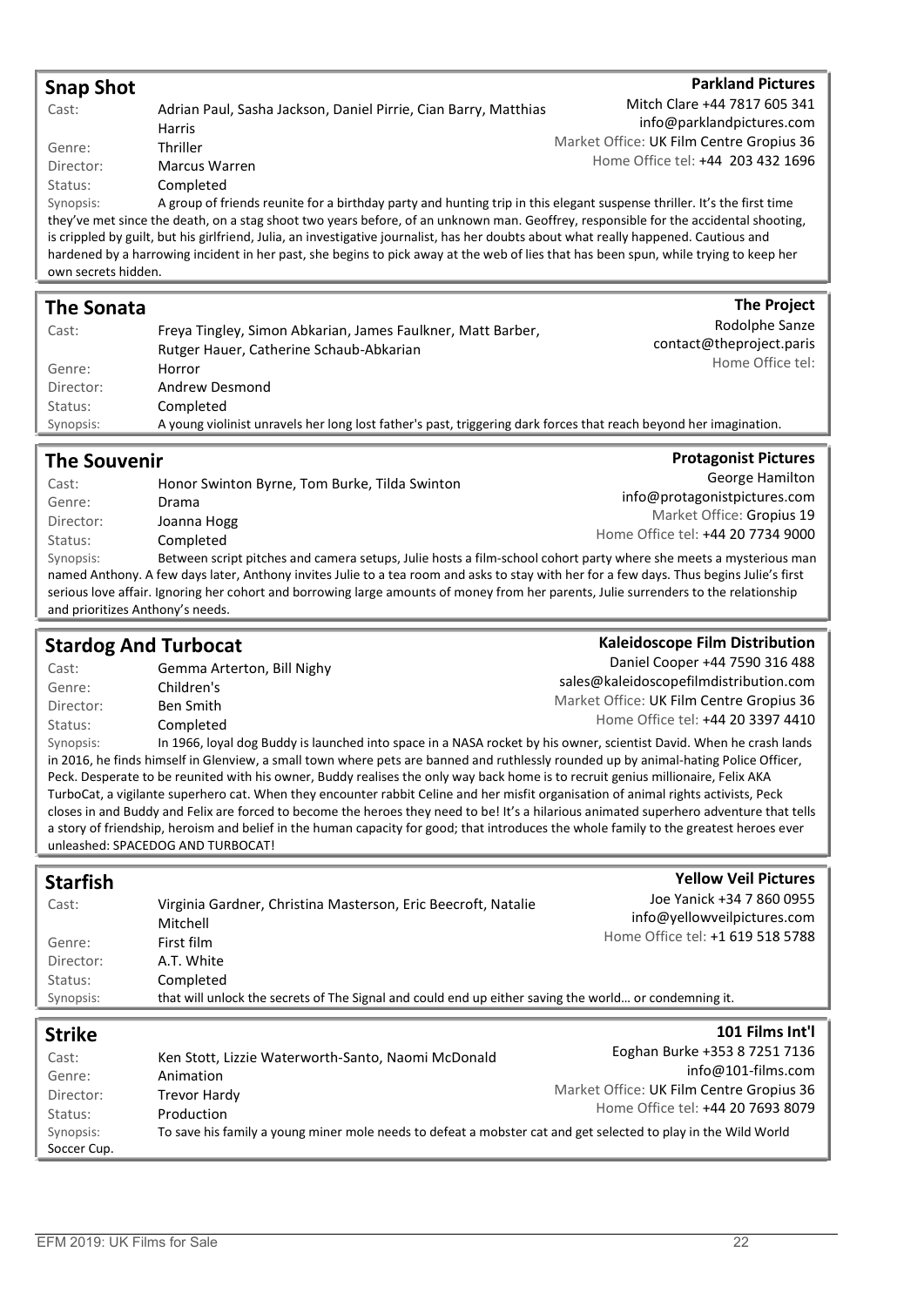## Snap Shot

**Parkland Pictures**
Mitch Clare +44 7817 605 341
info@parklandpictures.com
Market Office: UK Film Centre Gropius 36
Home Office tel: +44 203 432 1696

Cast: Adrian Paul, Sasha Jackson, Daniel Pirrie, Cian Barry, Matthias Harris
Genre: Thriller
Director: Marcus Warren
Status: Completed
Synopsis: A group of friends reunite for a birthday party and hunting trip in this elegant suspense thriller. It's the first time they've met since the death, on a stag shoot two years before, of an unknown man. Geoffrey, responsible for the accidental shooting, is crippled by guilt, but his girlfriend, Julia, an investigative journalist, has her doubts about what really happened. Cautious and hardened by a harrowing incident in her past, she begins to pick away at the web of lies that has been spun, while trying to keep her own secrets hidden.

## The Sonata

**The Project**
Rodolphe Sanze
contact@theproject.paris
Home Office tel:

Cast: Freya Tingley, Simon Abkarian, James Faulkner, Matt Barber, Rutger Hauer, Catherine Schaub-Abkarian
Genre: Horror
Director: Andrew Desmond
Status: Completed
Synopsis: A young violinist unravels her long lost father's past, triggering dark forces that reach beyond her imagination.

## The Souvenir

**Protagonist Pictures**
George Hamilton
info@protagonistpictures.com
Market Office: Gropius 19
Home Office tel: +44 20 7734 9000

Cast: Honor Swinton Byrne, Tom Burke, Tilda Swinton
Genre: Drama
Director: Joanna Hogg
Status: Completed
Synopsis: Between script pitches and camera setups, Julie hosts a film-school cohort party where she meets a mysterious man named Anthony. A few days later, Anthony invites Julie to a tea room and asks to stay with her for a few days. Thus begins Julie's first serious love affair. Ignoring her cohort and borrowing large amounts of money from her parents, Julie surrenders to the relationship and prioritizes Anthony's needs.

## Stardog And Turbocat

**Kaleidoscope Film Distribution**
Daniel Cooper +44 7590 316 488
sales@kaleidoscopefilmdistribution.com
Market Office: UK Film Centre Gropius 36
Home Office tel: +44 20 3397 4410

Cast: Gemma Arterton, Bill Nighy
Genre: Children's
Director: Ben Smith
Status: Completed
Synopsis: In 1966, loyal dog Buddy is launched into space in a NASA rocket by his owner, scientist David. When he crash lands in 2016, he finds himself in Glenview, a small town where pets are banned and ruthlessly rounded up by animal-hating Police Officer, Peck. Desperate to be reunited with his owner, Buddy realises the only way back home is to recruit genius millionaire, Felix AKA TurboCat, a vigilante superhero cat. When they encounter rabbit Celine and her misfit organisation of animal rights activists, Peck closes in and Buddy and Felix are forced to become the heroes they need to be! It's a hilarious animated superhero adventure that tells a story of friendship, heroism and belief in the human capacity for good; that introduces the whole family to the greatest heroes ever unleashed: SPACEDOG AND TURBOCAT!

## Starfish

**Yellow Veil Pictures**
Joe Yanick +34 7 860 0955
info@yellowveilpictures.com
Home Office tel: +1 619 518 5788

Cast: Virginia Gardner, Christina Masterson, Eric Beecroft, Natalie Mitchell
Genre: First film
Director: A.T. White
Status: Completed
Synopsis: that will unlock the secrets of The Signal and could end up either saving the world… or condemning it.

## Strike

**101 Films Int'l**
Eoghan Burke +353 8 7251 7136
info@101-films.com
Market Office: UK Film Centre Gropius 36
Home Office tel: +44 20 7693 8079

Cast: Ken Stott, Lizzie Waterworth-Santo, Naomi McDonald
Genre: Animation
Director: Trevor Hardy
Status: Production
Synopsis: To save his family a young miner mole needs to defeat a mobster cat and get selected to play in the Wild World Soccer Cup.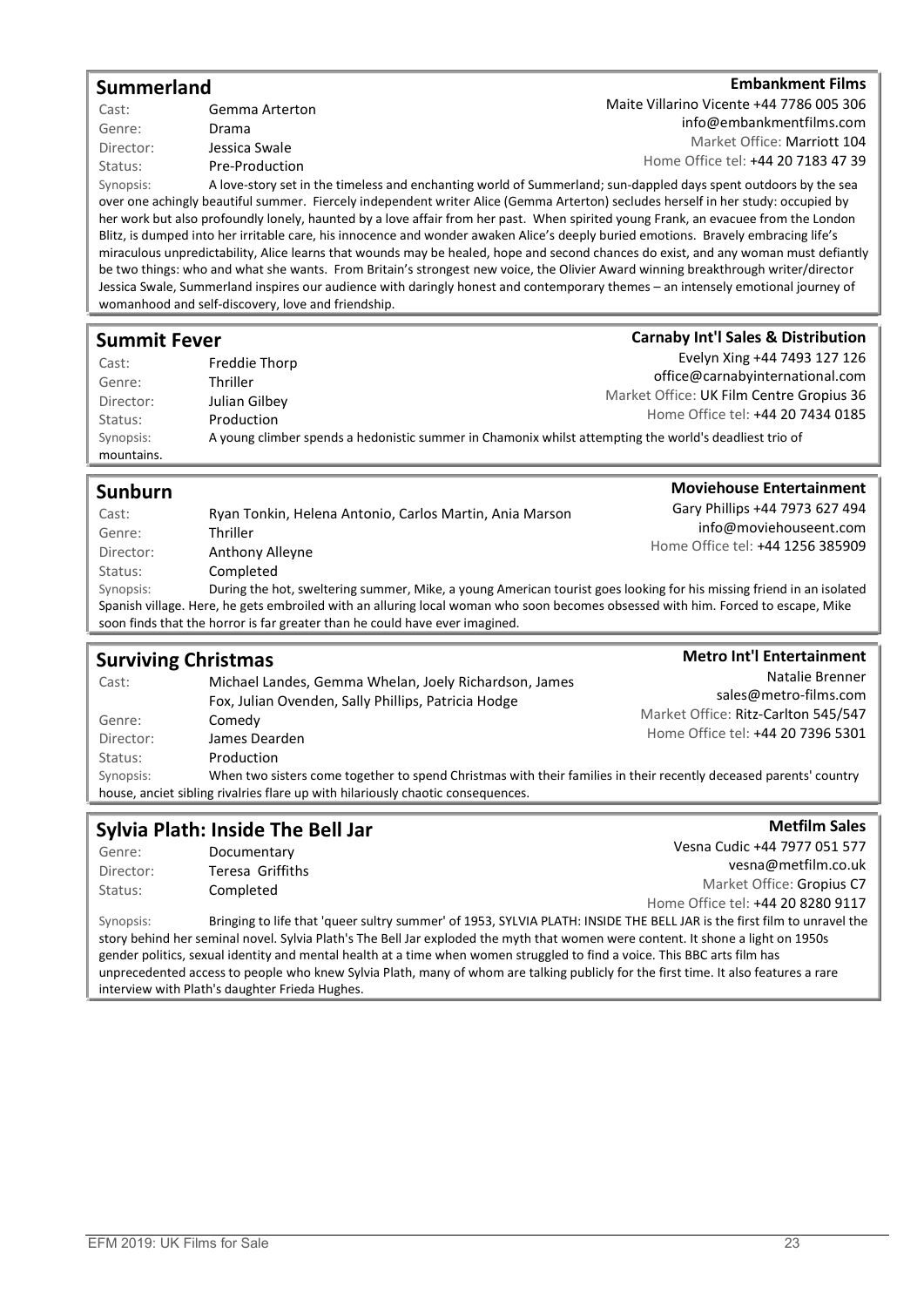## Summerland

**Embankment Films**
Maite Villarino Vicente +44 7786 005 306
info@embankmentfilms.com
Market Office: Marriott 104
Home Office tel: +44 20 7183 47 39

Cast: Gemma Arterton
Genre: Drama
Director: Jessica Swale
Status: Pre-Production

Synopsis: A love-story set in the timeless and enchanting world of Summerland; sun-dappled days spent outdoors by the sea over one achingly beautiful summer. Fiercely independent writer Alice (Gemma Arterton) secludes herself in her study: occupied by her work but also profoundly lonely, haunted by a love affair from her past. When spirited young Frank, an evacuee from the London Blitz, is dumped into her irritable care, his innocence and wonder awaken Alice's deeply buried emotions. Bravely embracing life's miraculous unpredictability, Alice learns that wounds may be healed, hope and second chances do exist, and any woman must defiantly be two things: who and what she wants. From Britain's strongest new voice, the Olivier Award winning breakthrough writer/director Jessica Swale, Summerland inspires our audience with daringly honest and contemporary themes – an intensely emotional journey of womanhood and self-discovery, love and friendship.

## Summit Fever

**Carnaby Int'l Sales & Distribution**
Evelyn Xing +44 7493 127 126
office@carnabyinternational.com
Market Office: UK Film Centre Gropius 36
Home Office tel: +44 20 7434 0185

Cast: Freddie Thorp
Genre: Thriller
Director: Julian Gilbey
Status: Production

Synopsis: A young climber spends a hedonistic summer in Chamonix whilst attempting the world's deadliest trio of mountains.

## Sunburn

**Moviehouse Entertainment**
Gary Phillips +44 7973 627 494
info@moviehouseent.com
Home Office tel: +44 1256 385909

Cast: Ryan Tonkin, Helena Antonio, Carlos Martin, Ania Marson
Genre: Thriller
Director: Anthony Alleyne
Status: Completed

Synopsis: During the hot, sweltering summer, Mike, a young American tourist goes looking for his missing friend in an isolated Spanish village. Here, he gets embroiled with an alluring local woman who soon becomes obsessed with him. Forced to escape, Mike soon finds that the horror is far greater than he could have ever imagined.

## Surviving Christmas

**Metro Int'l Entertainment**
Natalie Brenner
sales@metro-films.com
Market Office: Ritz-Carlton 545/547
Home Office tel: +44 20 7396 5301

Cast: Michael Landes, Gemma Whelan, Joely Richardson, James Fox, Julian Ovenden, Sally Phillips, Patricia Hodge
Genre: Comedy
Director: James Dearden
Status: Production

Synopsis: When two sisters come together to spend Christmas with their families in their recently deceased parents' country house, anciet sibling rivalries flare up with hilariously chaotic consequences.

## Sylvia Plath: Inside The Bell Jar

**Metfilm Sales**
Vesna Cudic +44 7977 051 577
vesna@metfilm.co.uk
Market Office: Gropius C7
Home Office tel: +44 20 8280 9117

Genre: Documentary
Director: Teresa Griffiths
Status: Completed

Synopsis: Bringing to life that 'queer sultry summer' of 1953, SYLVIA PLATH: INSIDE THE BELL JAR is the first film to unravel the story behind her seminal novel. Sylvia Plath's The Bell Jar exploded the myth that women were content. It shone a light on 1950s gender politics, sexual identity and mental health at a time when women struggled to find a voice. This BBC arts film has unprecedented access to people who knew Sylvia Plath, many of whom are talking publicly for the first time. It also features a rare interview with Plath's daughter Frieda Hughes.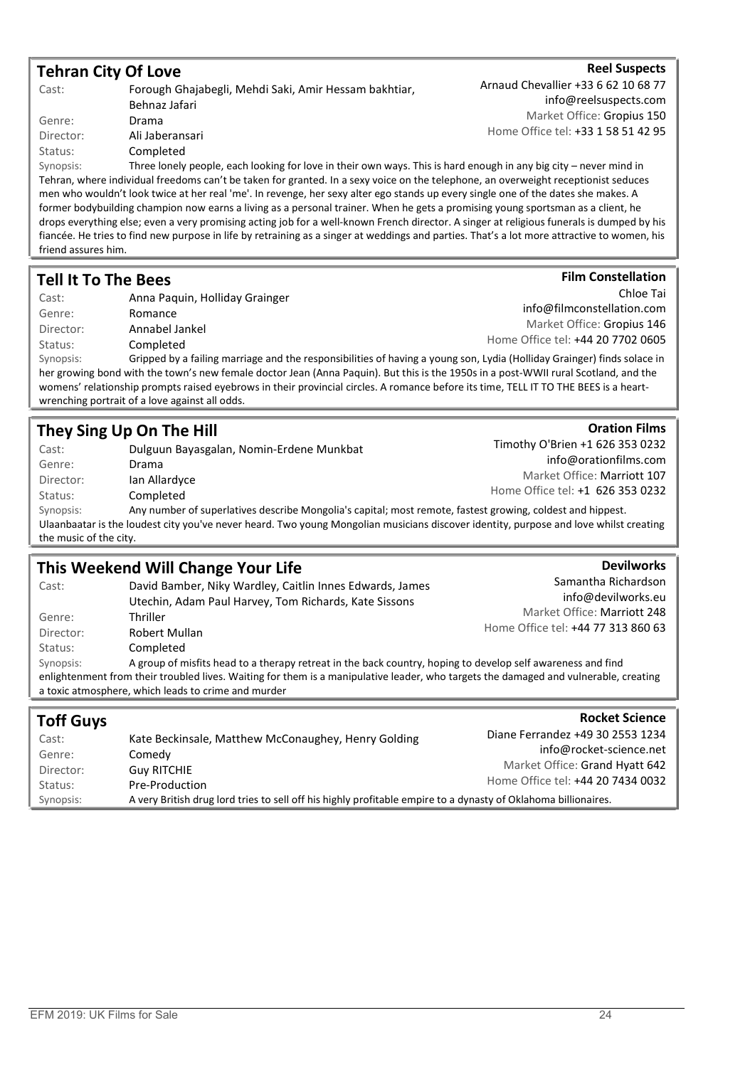## Tehran City Of Love

**Reel Suspects**
Arnaud Chevallier +33 6 62 10 68 77
info@reelsuspects.com
Market Office: Gropius 150
Home Office tel: +33 1 58 51 42 95

Cast: Forough Ghajabegli, Mehdi Saki, Amir Hessam bakhtiar, Behnaz Jafari
Genre: Drama
Director: Ali Jaberansari
Status: Completed
Synopsis: Three lonely people, each looking for love in their own ways. This is hard enough in any big city – never mind in Tehran, where individual freedoms can't be taken for granted. In a sexy voice on the telephone, an overweight receptionist seduces men who wouldn't look twice at her real 'me'. In revenge, her sexy alter ego stands up every single one of the dates she makes. A former bodybuilding champion now earns a living as a personal trainer. When he gets a promising young sportsman as a client, he drops everything else; even a very promising acting job for a well-known French director. A singer at religious funerals is dumped by his fiancée. He tries to find new purpose in life by retraining as a singer at weddings and parties. That's a lot more attractive to women, his friend assures him.

## Tell It To The Bees

**Film Constellation**
Chloe Tai
info@filmconstellation.com
Market Office: Gropius 146
Home Office tel: +44 20 7702 0605

Cast: Anna Paquin, Holliday Grainger
Genre: Romance
Director: Annabel Jankel
Status: Completed
Synopsis: Gripped by a failing marriage and the responsibilities of having a young son, Lydia (Holliday Grainger) finds solace in her growing bond with the town's new female doctor Jean (Anna Paquin). But this is the 1950s in a post-WWII rural Scotland, and the womens' relationship prompts raised eyebrows in their provincial circles. A romance before its time, TELL IT TO THE BEES is a heart-wrenching portrait of a love against all odds.

## They Sing Up On The Hill

**Oration Films**
Timothy O'Brien +1 626 353 0232
info@orationfilms.com
Market Office: Marriott 107
Home Office tel: +1 626 353 0232

Cast: Dulguun Bayasgalan, Nomin-Erdene Munkbat
Genre: Drama
Director: Ian Allardyce
Status: Completed
Synopsis: Any number of superlatives describe Mongolia's capital; most remote, fastest growing, coldest and hippest. Ulaanbaatar is the loudest city you've never heard. Two young Mongolian musicians discover identity, purpose and love whilst creating the music of the city.

## This Weekend Will Change Your Life

**Devilworks**
Samantha Richardson
info@devilworks.eu
Market Office: Marriott 248
Home Office tel: +44 77 313 860 63

Cast: David Bamber, Niky Wardley, Caitlin Innes Edwards, James Utechin, Adam Paul Harvey, Tom Richards, Kate Sissons
Genre: Thriller
Director: Robert Mullan
Status: Completed
Synopsis: A group of misfits head to a therapy retreat in the back country, hoping to develop self awareness and find enlightenment from their troubled lives. Waiting for them is a manipulative leader, who targets the damaged and vulnerable, creating a toxic atmosphere, which leads to crime and murder

## Toff Guys

**Rocket Science**
Diane Ferrandez +49 30 2553 1234
info@rocket-science.net
Market Office: Grand Hyatt 642
Home Office tel: +44 20 7434 0032

Cast: Kate Beckinsale, Matthew McConaughey, Henry Golding
Genre: Comedy
Director: Guy RITCHIE
Status: Pre-Production
Synopsis: A very British drug lord tries to sell off his highly profitable empire to a dynasty of Oklahoma billionaires.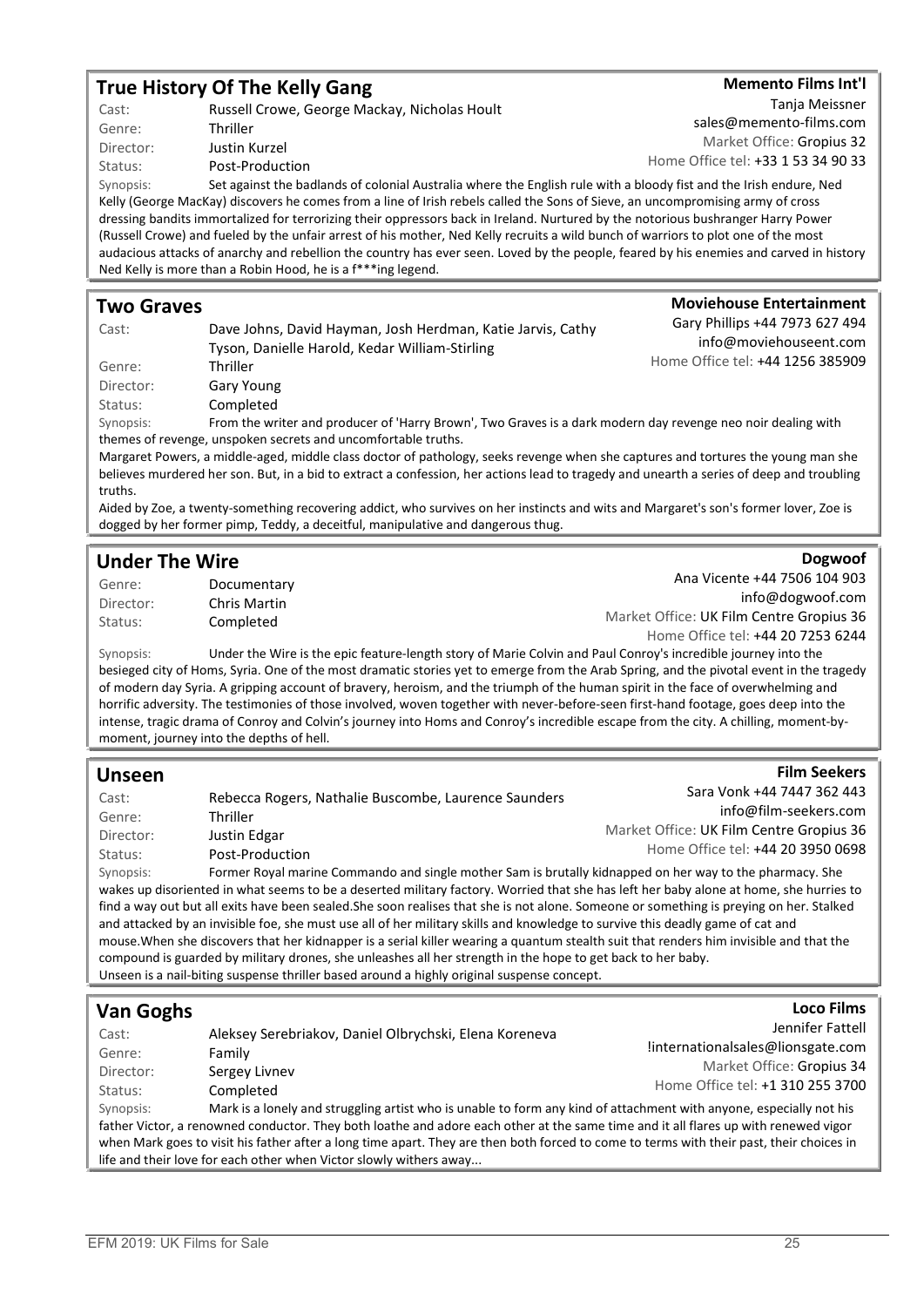## True History Of The Kelly Gang

**Memento Films Int'l**
Tanja Meissner
sales@memento-films.com
Market Office: Gropius 32
Home Office tel: +33 1 53 34 90 33

Cast: Russell Crowe, George Mackay, Nicholas Hoult
Genre: Thriller
Director: Justin Kurzel
Status: Post-Production

Synopsis: Set against the badlands of colonial Australia where the English rule with a bloody fist and the Irish endure, Ned Kelly (George MacKay) discovers he comes from a line of Irish rebels called the Sons of Sieve, an uncompromising army of cross dressing bandits immortalized for terrorizing their oppressors back in Ireland. Nurtured by the notorious bushranger Harry Power (Russell Crowe) and fueled by the unfair arrest of his mother, Ned Kelly recruits a wild bunch of warriors to plot one of the most audacious attacks of anarchy and rebellion the country has ever seen. Loved by the people, feared by his enemies and carved in history Ned Kelly is more than a Robin Hood, he is a f***ing legend.

## Two Graves

**Moviehouse Entertainment**
Gary Phillips +44 7973 627 494
info@moviehouseent.com
Home Office tel: +44 1256 385909

Cast: Dave Johns, David Hayman, Josh Herdman, Katie Jarvis, Cathy Tyson, Danielle Harold, Kedar William-Stirling
Genre: Thriller
Director: Gary Young
Status: Completed

Synopsis: From the writer and producer of 'Harry Brown', Two Graves is a dark modern day revenge neo noir dealing with themes of revenge, unspoken secrets and uncomfortable truths.

Margaret Powers, a middle-aged, middle class doctor of pathology, seeks revenge when she captures and tortures the young man she believes murdered her son. But, in a bid to extract a confession, her actions lead to tragedy and unearth a series of deep and troubling truths.

Aided by Zoe, a twenty-something recovering addict, who survives on her instincts and wits and Margaret's son's former lover, Zoe is dogged by her former pimp, Teddy, a deceitful, manipulative and dangerous thug.

## Under The Wire

**Dogwoof**
Ana Vicente +44 7506 104 903
info@dogwoof.com
Market Office: UK Film Centre Gropius 36
Home Office tel: +44 20 7253 6244

Genre: Documentary
Director: Chris Martin
Status: Completed

Synopsis: Under the Wire is the epic feature-length story of Marie Colvin and Paul Conroy's incredible journey into the besieged city of Homs, Syria. One of the most dramatic stories yet to emerge from the Arab Spring, and the pivotal event in the tragedy of modern day Syria. A gripping account of bravery, heroism, and the triumph of the human spirit in the face of overwhelming and horrific adversity. The testimonies of those involved, woven together with never-before-seen first-hand footage, goes deep into the intense, tragic drama of Conroy and Colvin's journey into Homs and Conroy's incredible escape from the city. A chilling, moment-by-moment, journey into the depths of hell.

## Unseen

**Film Seekers**
Sara Vonk +44 7447 362 443
info@film-seekers.com
Market Office: UK Film Centre Gropius 36
Home Office tel: +44 20 3950 0698

Cast: Rebecca Rogers, Nathalie Buscombe, Laurence Saunders
Genre: Thriller
Director: Justin Edgar
Status: Post-Production

Synopsis: Former Royal marine Commando and single mother Sam is brutally kidnapped on her way to the pharmacy. She wakes up disoriented in what seems to be a deserted military factory. Worried that she has left her baby alone at home, she hurries to find a way out but all exits have been sealed.She soon realises that she is not alone. Someone or something is preying on her. Stalked and attacked by an invisible foe, she must use all of her military skills and knowledge to survive this deadly game of cat and mouse.When she discovers that her kidnapper is a serial killer wearing a quantum stealth suit that renders him invisible and that the compound is guarded by military drones, she unleashes all her strength in the hope to get back to her baby.

Unseen is a nail-biting suspense thriller based around a highly original suspense concept.

## Van Goghs

**Loco Films**
Jennifer Fattell
!internationalsales@lionsgate.com
Market Office: Gropius 34
Home Office tel: +1 310 255 3700

Cast: Aleksey Serebriakov, Daniel Olbrychski, Elena Koreneva
Genre: Family
Director: Sergey Livnev
Status: Completed

Synopsis: Mark is a lonely and struggling artist who is unable to form any kind of attachment with anyone, especially not his father Victor, a renowned conductor. They both loathe and adore each other at the same time and it all flares up with renewed vigor when Mark goes to visit his father after a long time apart. They are then both forced to come to terms with their past, their choices in life and their love for each other when Victor slowly withers away...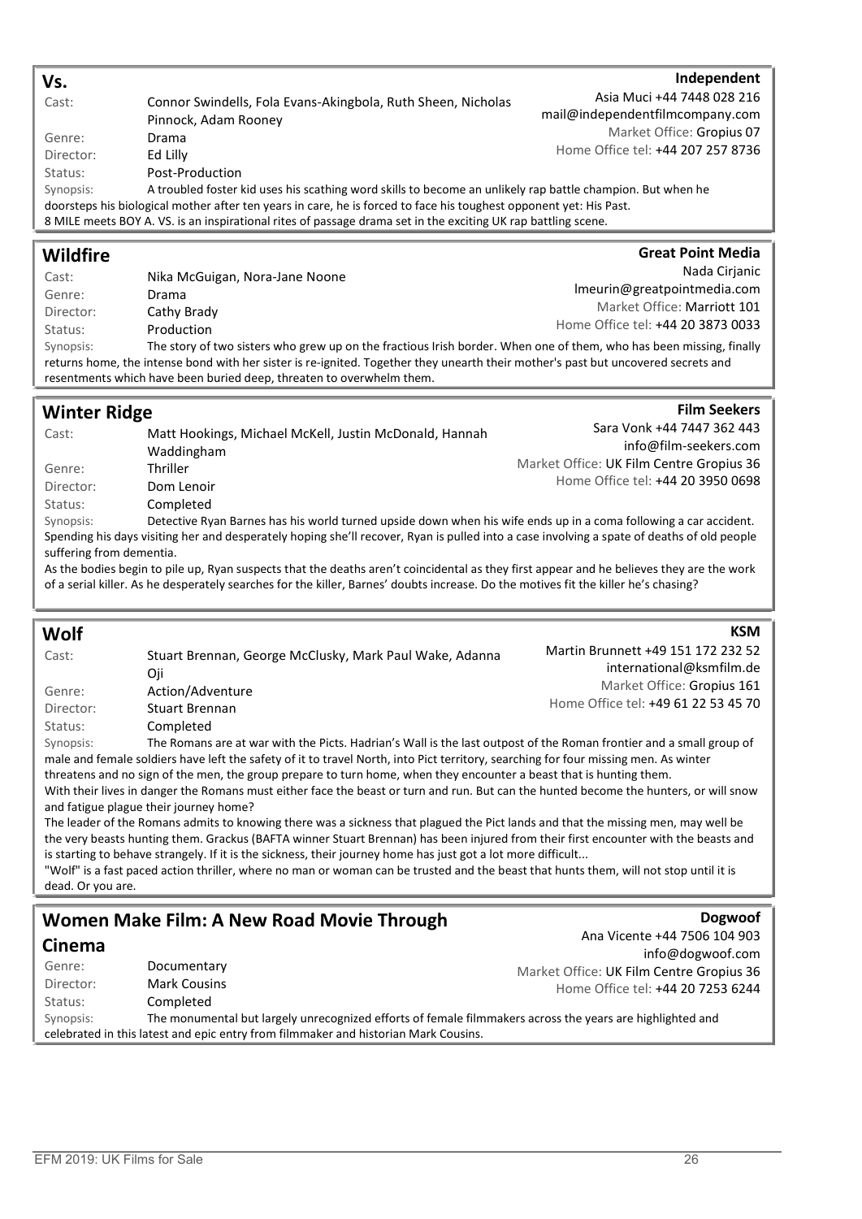## Vs.

**Independent**
Asia Muci +44 7448 028 216
mail@independentfilmcompany.com
Market Office: Gropius 07
Home Office tel: +44 207 257 8736

Cast: Connor Swindells, Fola Evans-Akingbola, Ruth Sheen, Nicholas Pinnock, Adam Rooney
Genre: Drama
Director: Ed Lilly
Status: Post-Production

Synopsis: A troubled foster kid uses his scathing word skills to become an unlikely rap battle champion. But when he doorsteps his biological mother after ten years in care, he is forced to face his toughest opponent yet: His Past.
8 MILE meets BOY A. VS. is an inspirational rites of passage drama set in the exciting UK rap battling scene.

## Wildfire

**Great Point Media**
Nada Cirjanic
lmeurin@greatpointmedia.com
Market Office: Marriott 101
Home Office tel: +44 20 3873 0033

Cast: Nika McGuigan, Nora-Jane Noone
Genre: Drama
Director: Cathy Brady
Status: Production

Synopsis: The story of two sisters who grew up on the fractious Irish border. When one of them, who has been missing, finally returns home, the intense bond with her sister is re-ignited. Together they unearth their mother's past but uncovered secrets and resentments which have been buried deep, threaten to overwhelm them.

## Winter Ridge

**Film Seekers**
Sara Vonk +44 7447 362 443
info@film-seekers.com
Market Office: UK Film Centre Gropius 36
Home Office tel: +44 20 3950 0698

Cast: Matt Hookings, Michael McKell, Justin McDonald, Hannah Waddingham
Genre: Thriller
Director: Dom Lenoir
Status: Completed

Synopsis: Detective Ryan Barnes has his world turned upside down when his wife ends up in a coma following a car accident. Spending his days visiting her and desperately hoping she'll recover, Ryan is pulled into a case involving a spate of deaths of old people suffering from dementia.
As the bodies begin to pile up, Ryan suspects that the deaths aren't coincidental as they first appear and he believes they are the work of a serial killer. As he desperately searches for the killer, Barnes' doubts increase. Do the motives fit the killer he's chasing?

## Wolf

**KSM**
Martin Brunnett +49 151 172 232 52
international@ksmfilm.de
Market Office: Gropius 161
Home Office tel: +49 61 22 53 45 70

Cast: Stuart Brennan, George McClusky, Mark Paul Wake, Adanna Oji
Genre: Action/Adventure
Director: Stuart Brennan
Status: Completed

Synopsis: The Romans are at war with the Picts. Hadrian's Wall is the last outpost of the Roman frontier and a small group of male and female soldiers have left the safety of it to travel North, into Pict territory, searching for four missing men. As winter threatens and no sign of the men, the group prepare to turn home, when they encounter a beast that is hunting them.
With their lives in danger the Romans must either face the beast or turn and run. But can the hunted become the hunters, or will snow and fatigue plague their journey home?
The leader of the Romans admits to knowing there was a sickness that plagued the Pict lands and that the missing men, may well be the very beasts hunting them. Grackus (BAFTA winner Stuart Brennan) has been injured from their first encounter with the beasts and is starting to behave strangely. If it is the sickness, their journey home has just got a lot more difficult...
"Wolf" is a fast paced action thriller, where no man or woman can be trusted and the beast that hunts them, will not stop until it is dead. Or you are.

## Women Make Film: A New Road Movie Through Cinema

**Dogwoof**
Ana Vicente +44 7506 104 903
info@dogwoof.com
Market Office: UK Film Centre Gropius 36
Home Office tel: +44 20 7253 6244

Genre: Documentary
Director: Mark Cousins
Status: Completed

Synopsis: The monumental but largely unrecognized efforts of female filmmakers across the years are highlighted and celebrated in this latest and epic entry from filmmaker and historian Mark Cousins.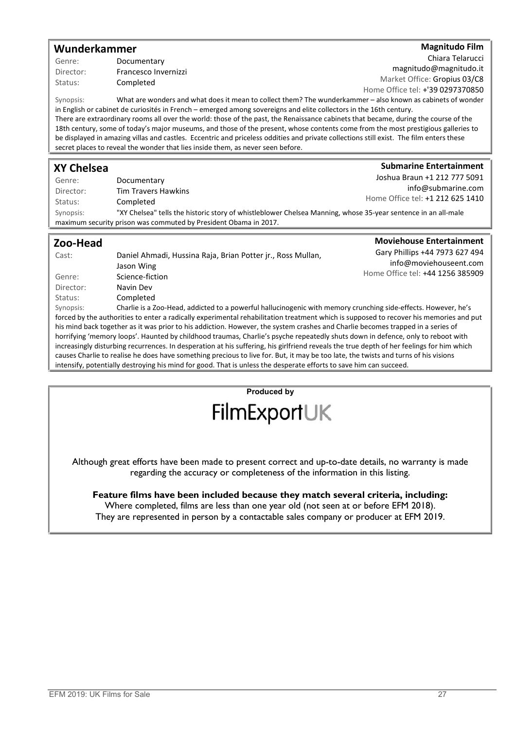## Wunderkammer

**Magnitudo Film**
Chiara Telarucci
magnitudo@magnitudo.it
Market Office: Gropius 03/C8
Home Office tel: +'39 0297370850

Genre: Documentary
Director: Francesco Invernizzi
Status: Completed

Synopsis: What are wonders and what does it mean to collect them? The wunderkammer – also known as cabinets of wonder in English or cabinet de curiosités in French – emerged among sovereigns and elite collectors in the 16th century. There are extraordinary rooms all over the world: those of the past, the Renaissance cabinets that became, during the course of the 18th century, some of today's major museums, and those of the present, whose contents come from the most prestigious galleries to be displayed in amazing villas and castles. Eccentric and priceless oddities and private collections still exist. The film enters these secret places to reveal the wonder that lies inside them, as never seen before.

## XY Chelsea

**Submarine Entertainment**
Joshua Braun +1 212 777 5091
info@submarine.com
Home Office tel: +1 212 625 1410

Genre: Documentary
Director: Tim Travers Hawkins
Status: Completed

Synopsis: "XY Chelsea" tells the historic story of whistleblower Chelsea Manning, whose 35-year sentence in an all-male maximum security prison was commuted by President Obama in 2017.

## Zoo-Head

**Moviehouse Entertainment**
Gary Phillips +44 7973 627 494
info@moviehouseent.com
Home Office tel: +44 1256 385909

Cast: Daniel Ahmadi, Hussina Raja, Brian Potter jr., Ross Mullan, Jason Wing
Genre: Science-fiction
Director: Navin Dev
Status: Completed

Synopsis: Charlie is a Zoo-Head, addicted to a powerful hallucinogenic with memory crunching side-effects. However, he's forced by the authorities to enter a radically experimental rehabilitation treatment which is supposed to recover his memories and put his mind back together as it was prior to his addiction. However, the system crashes and Charlie becomes trapped in a series of horrifying 'memory loops'. Haunted by childhood traumas, Charlie's psyche repeatedly shuts down in defence, only to reboot with increasingly disturbing recurrences. In desperation at his suffering, his girlfriend reveals the true depth of her feelings for him which causes Charlie to realise he does have something precious to live for. But, it may be too late, the twists and turns of his visions intensify, potentially destroying his mind for good. That is unless the desperate efforts to save him can succeed.

**Produced by**

FilmExportUK

Although great efforts have been made to present correct and up-to-date details, no warranty is made regarding the accuracy or completeness of the information in this listing.

**Feature films have been included because they match several criteria, including:**
Where completed, films are less than one year old (not seen at or before EFM 2018).
They are represented in person by a contactable sales company or producer at EFM 2019.